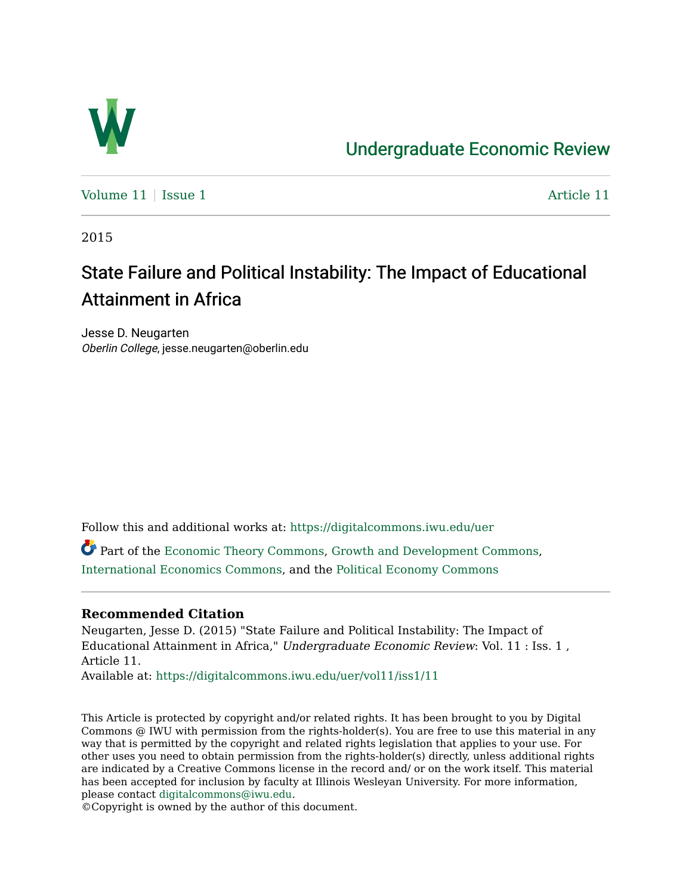Undergraduate Economic Review

Volume 11 | Issue 1 | Article 11

2015

# State Failure and Political Instability: The Impact of Educational Attainment in Africa

Jesse D. Neugarten
*Oberlin College*, jesse.neugarten@oberlin.edu

Follow this and additional works at: https://digitalcommons.iwu.edu/uer

Part of the Economic Theory Commons, Growth and Development Commons, International Economics Commons, and the Political Economy Commons

**Recommended Citation**
Neugarten, Jesse D. (2015) "State Failure and Political Instability: The Impact of Educational Attainment in Africa," *Undergraduate Economic Review*: Vol. 11 : Iss. 1 , Article 11.
Available at: https://digitalcommons.iwu.edu/uer/vol11/iss1/11

This Article is protected by copyright and/or related rights. It has been brought to you by Digital Commons @ IWU with permission from the rights-holder(s). You are free to use this material in any way that is permitted by the copyright and related rights legislation that applies to your use. For other uses you need to obtain permission from the rights-holder(s) directly, unless additional rights are indicated by a Creative Commons license in the record and/ or on the work itself. This material has been accepted for inclusion by faculty at Illinois Wesleyan University. For more information, please contact digitalcommons@iwu.edu.
©Copyright is owned by the author of this document.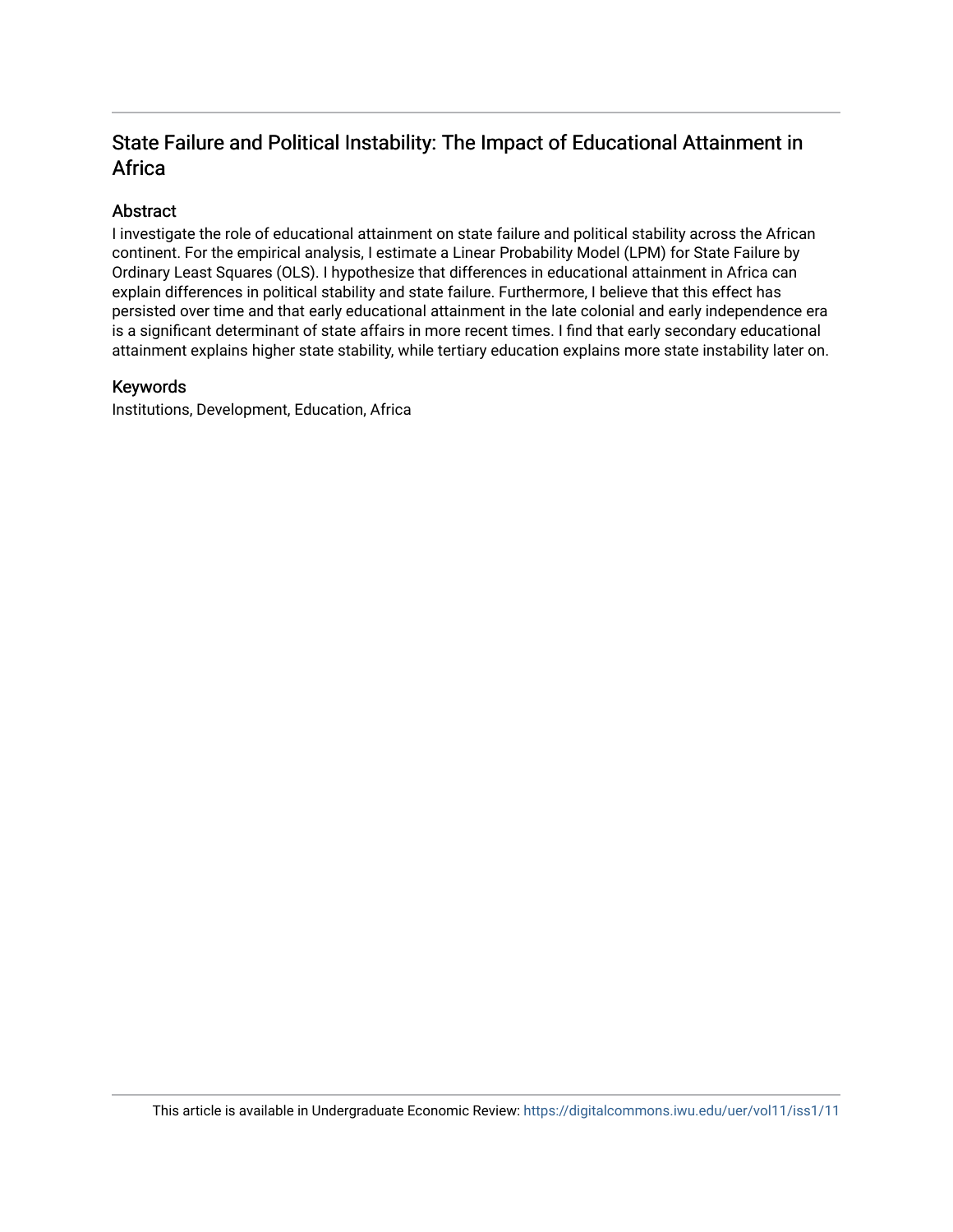# State Failure and Political Instability: The Impact of Educational Attainment in Africa

## Abstract

I investigate the role of educational attainment on state failure and political stability across the African continent. For the empirical analysis, I estimate a Linear Probability Model (LPM) for State Failure by Ordinary Least Squares (OLS). I hypothesize that differences in educational attainment in Africa can explain differences in political stability and state failure. Furthermore, I believe that this effect has persisted over time and that early educational attainment in the late colonial and early independence era is a significant determinant of state affairs in more recent times. I find that early secondary educational attainment explains higher state stability, while tertiary education explains more state instability later on.

## Keywords

Institutions, Development, Education, Africa

This article is available in Undergraduate Economic Review: https://digitalcommons.iwu.edu/uer/vol11/iss1/11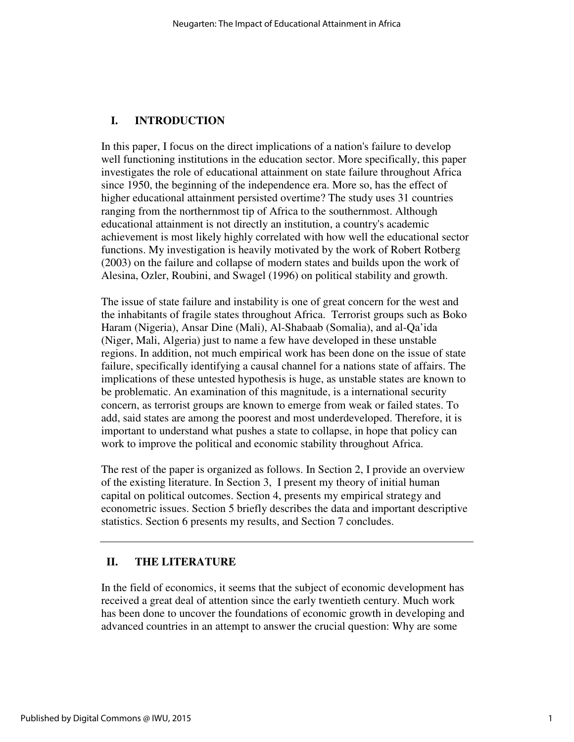## I. INTRODUCTION

In this paper, I focus on the direct implications of a nation's failure to develop well functioning institutions in the education sector. More specifically, this paper investigates the role of educational attainment on state failure throughout Africa since 1950, the beginning of the independence era. More so, has the effect of higher educational attainment persisted overtime? The study uses 31 countries ranging from the northernmost tip of Africa to the southernmost. Although educational attainment is not directly an institution, a country's academic achievement is most likely highly correlated with how well the educational sector functions. My investigation is heavily motivated by the work of Robert Rotberg (2003) on the failure and collapse of modern states and builds upon the work of Alesina, Ozler, Roubini, and Swagel (1996) on political stability and growth.

The issue of state failure and instability is one of great concern for the west and the inhabitants of fragile states throughout Africa. Terrorist groups such as Boko Haram (Nigeria), Ansar Dine (Mali), Al-Shabaab (Somalia), and al-Qa'ida (Niger, Mali, Algeria) just to name a few have developed in these unstable regions. In addition, not much empirical work has been done on the issue of state failure, specifically identifying a causal channel for a nations state of affairs. The implications of these untested hypothesis is huge, as unstable states are known to be problematic. An examination of this magnitude, is a international security concern, as terrorist groups are known to emerge from weak or failed states. To add, said states are among the poorest and most underdeveloped. Therefore, it is important to understand what pushes a state to collapse, in hope that policy can work to improve the political and economic stability throughout Africa.

The rest of the paper is organized as follows. In Section 2, I provide an overview of the existing literature. In Section 3, I present my theory of initial human capital on political outcomes. Section 4, presents my empirical strategy and econometric issues. Section 5 briefly describes the data and important descriptive statistics. Section 6 presents my results, and Section 7 concludes.

---

## II. THE LITERATURE

In the field of economics, it seems that the subject of economic development has received a great deal of attention since the early twentieth century. Much work has been done to uncover the foundations of economic growth in developing and advanced countries in an attempt to answer the crucial question: Why are some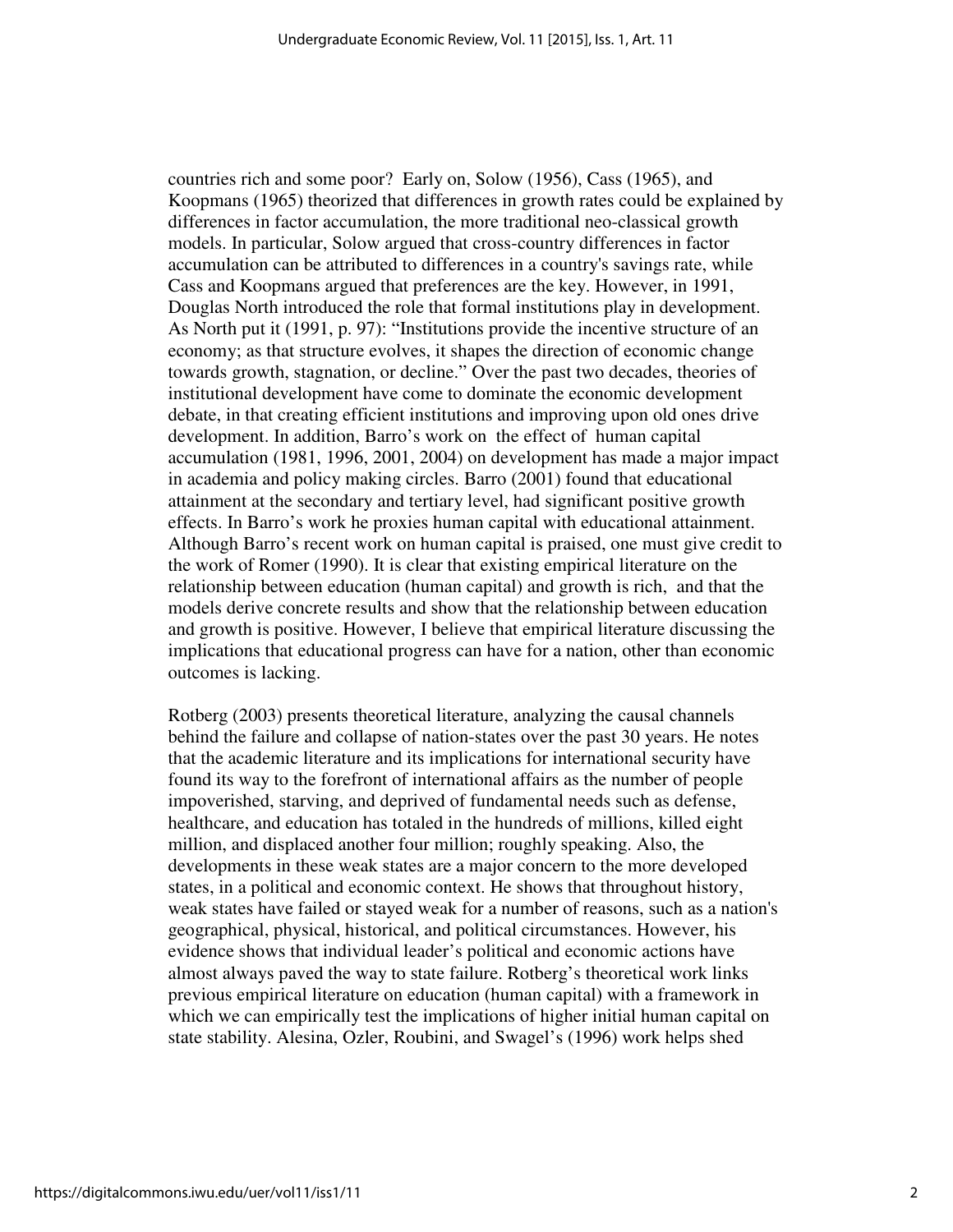countries rich and some poor? Early on, Solow (1956), Cass (1965), and Koopmans (1965) theorized that differences in growth rates could be explained by differences in factor accumulation, the more traditional neo-classical growth models. In particular, Solow argued that cross-country differences in factor accumulation can be attributed to differences in a country's savings rate, while Cass and Koopmans argued that preferences are the key. However, in 1991, Douglas North introduced the role that formal institutions play in development. As North put it (1991, p. 97): "Institutions provide the incentive structure of an economy; as that structure evolves, it shapes the direction of economic change towards growth, stagnation, or decline." Over the past two decades, theories of institutional development have come to dominate the economic development debate, in that creating efficient institutions and improving upon old ones drive development. In addition, Barro's work on the effect of human capital accumulation (1981, 1996, 2001, 2004) on development has made a major impact in academia and policy making circles. Barro (2001) found that educational attainment at the secondary and tertiary level, had significant positive growth effects. In Barro's work he proxies human capital with educational attainment. Although Barro's recent work on human capital is praised, one must give credit to the work of Romer (1990). It is clear that existing empirical literature on the relationship between education (human capital) and growth is rich, and that the models derive concrete results and show that the relationship between education and growth is positive. However, I believe that empirical literature discussing the implications that educational progress can have for a nation, other than economic outcomes is lacking.

Rotberg (2003) presents theoretical literature, analyzing the causal channels behind the failure and collapse of nation-states over the past 30 years. He notes that the academic literature and its implications for international security have found its way to the forefront of international affairs as the number of people impoverished, starving, and deprived of fundamental needs such as defense, healthcare, and education has totaled in the hundreds of millions, killed eight million, and displaced another four million; roughly speaking. Also, the developments in these weak states are a major concern to the more developed states, in a political and economic context. He shows that throughout history, weak states have failed or stayed weak for a number of reasons, such as a nation's geographical, physical, historical, and political circumstances. However, his evidence shows that individual leader's political and economic actions have almost always paved the way to state failure. Rotberg's theoretical work links previous empirical literature on education (human capital) with a framework in which we can empirically test the implications of higher initial human capital on state stability. Alesina, Ozler, Roubini, and Swagel's (1996) work helps shed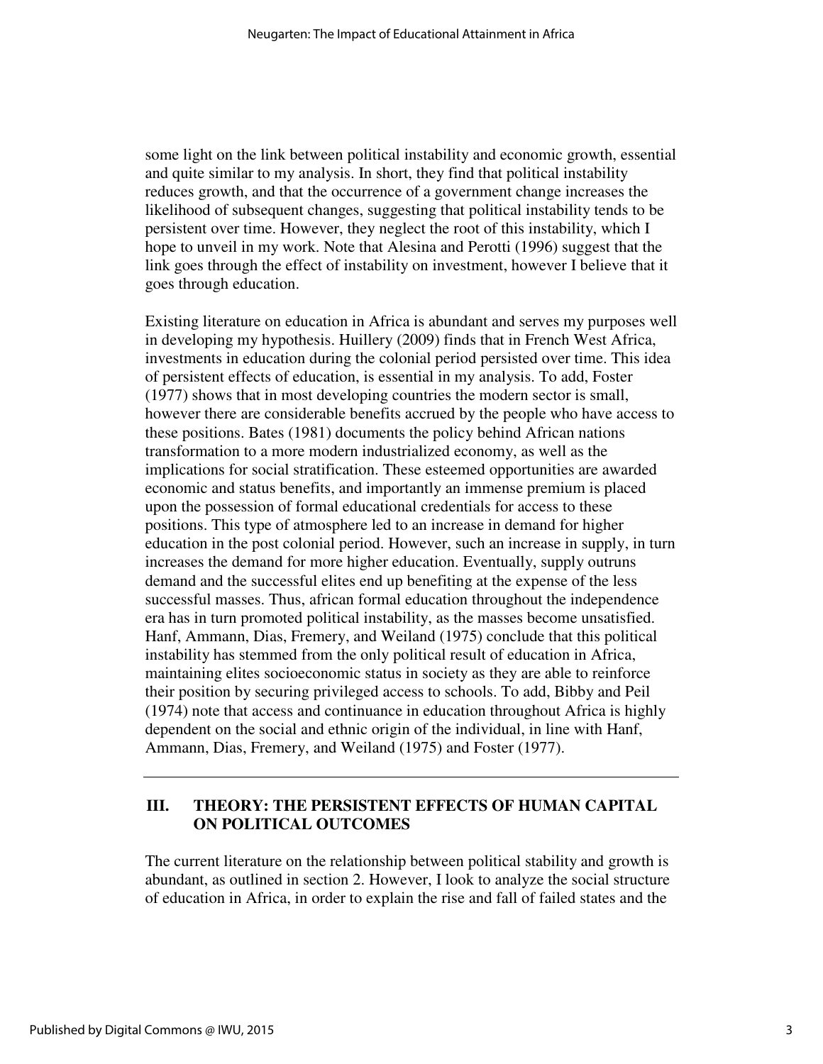some light on the link between political instability and economic growth, essential and quite similar to my analysis. In short, they find that political instability reduces growth, and that the occurrence of a government change increases the likelihood of subsequent changes, suggesting that political instability tends to be persistent over time. However, they neglect the root of this instability, which I hope to unveil in my work. Note that Alesina and Perotti (1996) suggest that the link goes through the effect of instability on investment, however I believe that it goes through education.

Existing literature on education in Africa is abundant and serves my purposes well in developing my hypothesis. Huillery (2009) finds that in French West Africa, investments in education during the colonial period persisted over time. This idea of persistent effects of education, is essential in my analysis. To add, Foster (1977) shows that in most developing countries the modern sector is small, however there are considerable benefits accrued by the people who have access to these positions. Bates (1981) documents the policy behind African nations transformation to a more modern industrialized economy, as well as the implications for social stratification. These esteemed opportunities are awarded economic and status benefits, and importantly an immense premium is placed upon the possession of formal educational credentials for access to these positions. This type of atmosphere led to an increase in demand for higher education in the post colonial period. However, such an increase in supply, in turn increases the demand for more higher education. Eventually, supply outruns demand and the successful elites end up benefiting at the expense of the less successful masses. Thus, african formal education throughout the independence era has in turn promoted political instability, as the masses become unsatisfied. Hanf, Ammann, Dias, Fremery, and Weiland (1975) conclude that this political instability has stemmed from the only political result of education in Africa, maintaining elites socioeconomic status in society as they are able to reinforce their position by securing privileged access to schools. To add, Bibby and Peil (1974) note that access and continuance in education throughout Africa is highly dependent on the social and ethnic origin of the individual, in line with Hanf, Ammann, Dias, Fremery, and Weiland (1975) and Foster (1977).

---

## III. THEORY: THE PERSISTENT EFFECTS OF HUMAN CAPITAL ON POLITICAL OUTCOMES

The current literature on the relationship between political stability and growth is abundant, as outlined in section 2. However, I look to analyze the social structure of education in Africa, in order to explain the rise and fall of failed states and the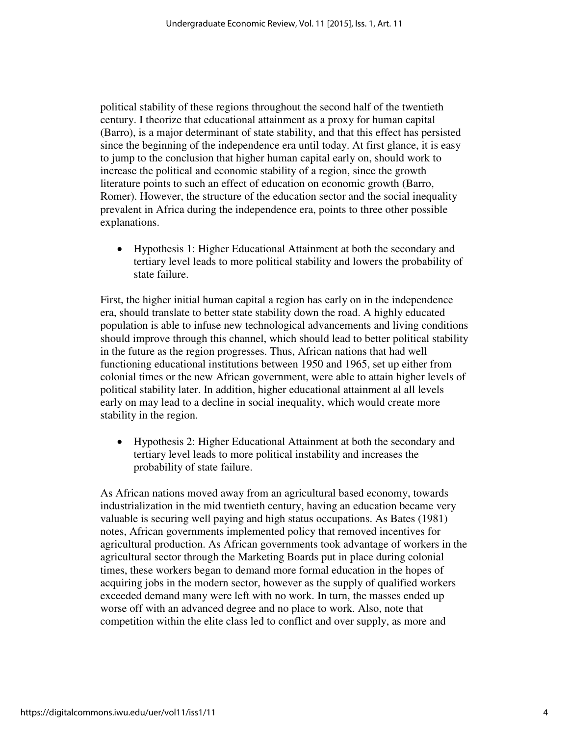political stability of these regions throughout the second half of the twentieth century. I theorize that educational attainment as a proxy for human capital (Barro), is a major determinant of state stability, and that this effect has persisted since the beginning of the independence era until today. At first glance, it is easy to jump to the conclusion that higher human capital early on, should work to increase the political and economic stability of a region, since the growth literature points to such an effect of education on economic growth (Barro, Romer). However, the structure of the education sector and the social inequality prevalent in Africa during the independence era, points to three other possible explanations.

- Hypothesis 1: Higher Educational Attainment at both the secondary and tertiary level leads to more political stability and lowers the probability of state failure.

First, the higher initial human capital a region has early on in the independence era, should translate to better state stability down the road. A highly educated population is able to infuse new technological advancements and living conditions should improve through this channel, which should lead to better political stability in the future as the region progresses. Thus, African nations that had well functioning educational institutions between 1950 and 1965, set up either from colonial times or the new African government, were able to attain higher levels of political stability later. In addition, higher educational attainment al all levels early on may lead to a decline in social inequality, which would create more stability in the region.

- Hypothesis 2: Higher Educational Attainment at both the secondary and tertiary level leads to more political instability and increases the probability of state failure.

As African nations moved away from an agricultural based economy, towards industrialization in the mid twentieth century, having an education became very valuable is securing well paying and high status occupations. As Bates (1981) notes, African governments implemented policy that removed incentives for agricultural production. As African governments took advantage of workers in the agricultural sector through the Marketing Boards put in place during colonial times, these workers began to demand more formal education in the hopes of acquiring jobs in the modern sector, however as the supply of qualified workers exceeded demand many were left with no work. In turn, the masses ended up worse off with an advanced degree and no place to work. Also, note that competition within the elite class led to conflict and over supply, as more and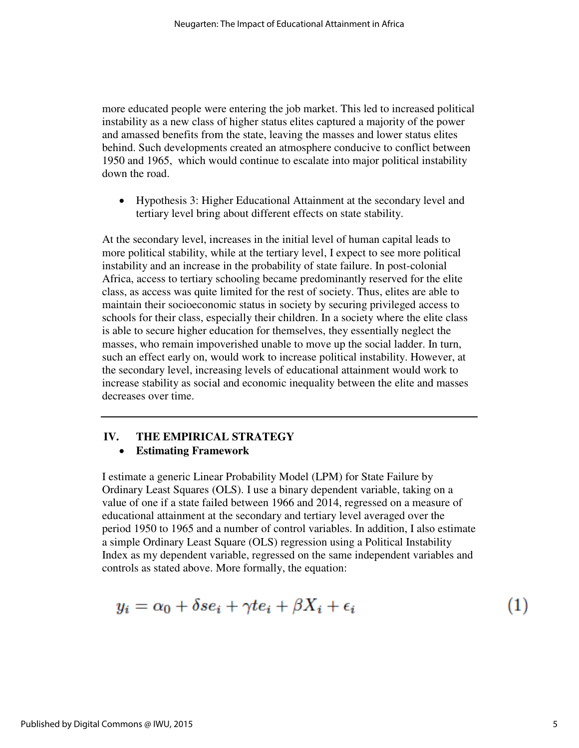more educated people were entering the job market. This led to increased political instability as a new class of higher status elites captured a majority of the power and amassed benefits from the state, leaving the masses and lower status elites behind. Such developments created an atmosphere conducive to conflict between 1950 and 1965, which would continue to escalate into major political instability down the road.

- Hypothesis 3: Higher Educational Attainment at the secondary level and tertiary level bring about different effects on state stability.

At the secondary level, increases in the initial level of human capital leads to more political stability, while at the tertiary level, I expect to see more political instability and an increase in the probability of state failure. In post-colonial Africa, access to tertiary schooling became predominantly reserved for the elite class, as access was quite limited for the rest of society. Thus, elites are able to maintain their socioeconomic status in society by securing privileged access to schools for their class, especially their children. In a society where the elite class is able to secure higher education for themselves, they essentially neglect the masses, who remain impoverished unable to move up the social ladder. In turn, such an effect early on, would work to increase political instability. However, at the secondary level, increasing levels of educational attainment would work to increase stability as social and economic inequality between the elite and masses decreases over time.

---

## IV. THE EMPIRICAL STRATEGY

- **Estimating Framework**

I estimate a generic Linear Probability Model (LPM) for State Failure by Ordinary Least Squares (OLS). I use a binary dependent variable, taking on a value of one if a state failed between 1966 and 2014, regressed on a measure of educational attainment at the secondary and tertiary level averaged over the period 1950 to 1965 and a number of control variables. In addition, I also estimate a simple Ordinary Least Square (OLS) regression using a Political Instability Index as my dependent variable, regressed on the same independent variables and controls as stated above. More formally, the equation:

$$y_i = \alpha_0 + \delta se_i + \gamma te_i + \beta X_i + \epsilon_i \tag{1}$$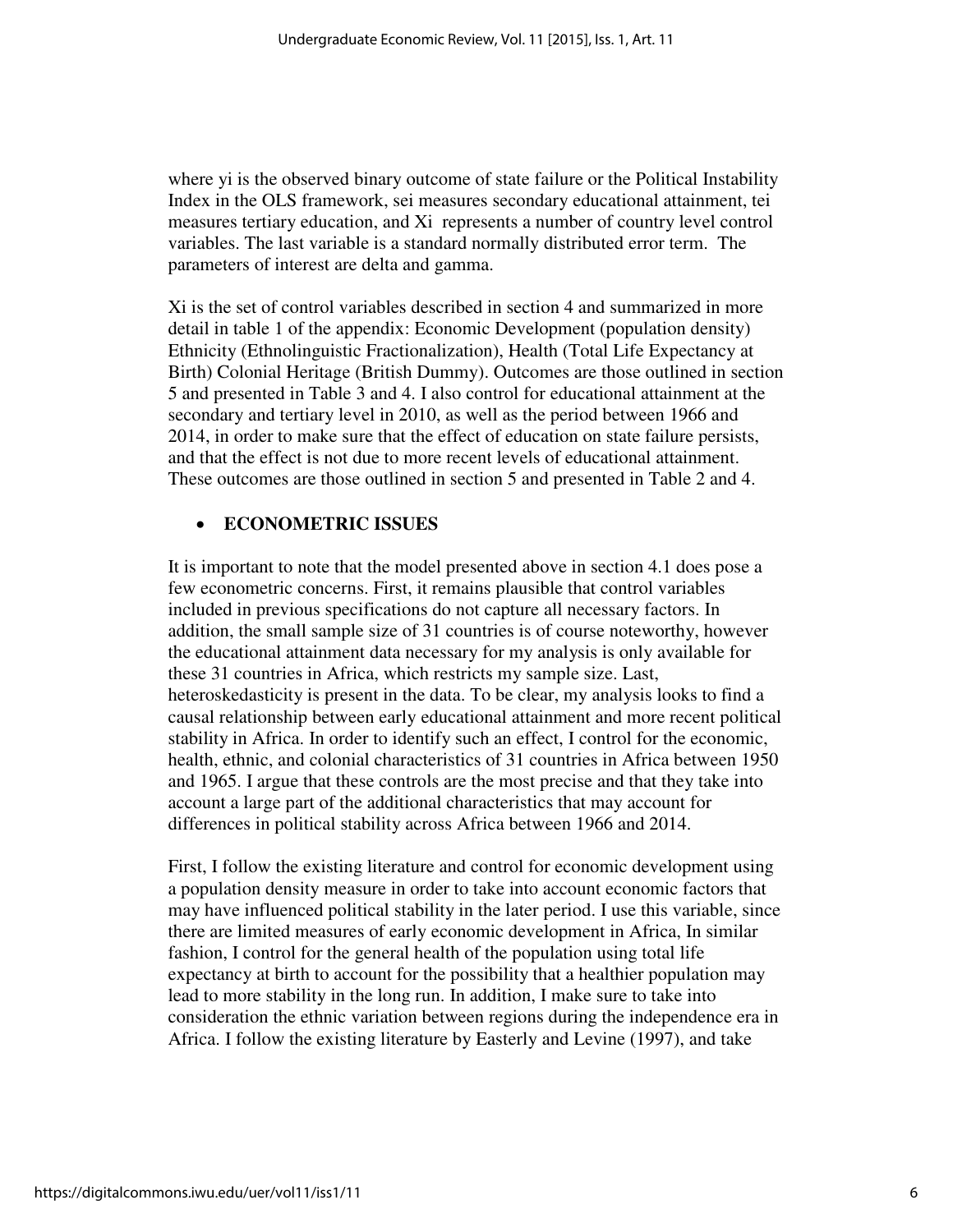where yi is the observed binary outcome of state failure or the Political Instability Index in the OLS framework, sei measures secondary educational attainment, tei measures tertiary education, and Xi represents a number of country level control variables. The last variable is a standard normally distributed error term. The parameters of interest are delta and gamma.

Xi is the set of control variables described in section 4 and summarized in more detail in table 1 of the appendix: Economic Development (population density) Ethnicity (Ethnolinguistic Fractionalization), Health (Total Life Expectancy at Birth) Colonial Heritage (British Dummy). Outcomes are those outlined in section 5 and presented in Table 3 and 4. I also control for educational attainment at the secondary and tertiary level in 2010, as well as the period between 1966 and 2014, in order to make sure that the effect of education on state failure persists, and that the effect is not due to more recent levels of educational attainment. These outcomes are those outlined in section 5 and presented in Table 2 and 4.

- **ECONOMETRIC ISSUES**

It is important to note that the model presented above in section 4.1 does pose a few econometric concerns. First, it remains plausible that control variables included in previous specifications do not capture all necessary factors. In addition, the small sample size of 31 countries is of course noteworthy, however the educational attainment data necessary for my analysis is only available for these 31 countries in Africa, which restricts my sample size. Last, heteroskedasticity is present in the data. To be clear, my analysis looks to find a causal relationship between early educational attainment and more recent political stability in Africa. In order to identify such an effect, I control for the economic, health, ethnic, and colonial characteristics of 31 countries in Africa between 1950 and 1965. I argue that these controls are the most precise and that they take into account a large part of the additional characteristics that may account for differences in political stability across Africa between 1966 and 2014.

First, I follow the existing literature and control for economic development using a population density measure in order to take into account economic factors that may have influenced political stability in the later period. I use this variable, since there are limited measures of early economic development in Africa, In similar fashion, I control for the general health of the population using total life expectancy at birth to account for the possibility that a healthier population may lead to more stability in the long run. In addition, I make sure to take into consideration the ethnic variation between regions during the independence era in Africa. I follow the existing literature by Easterly and Levine (1997), and take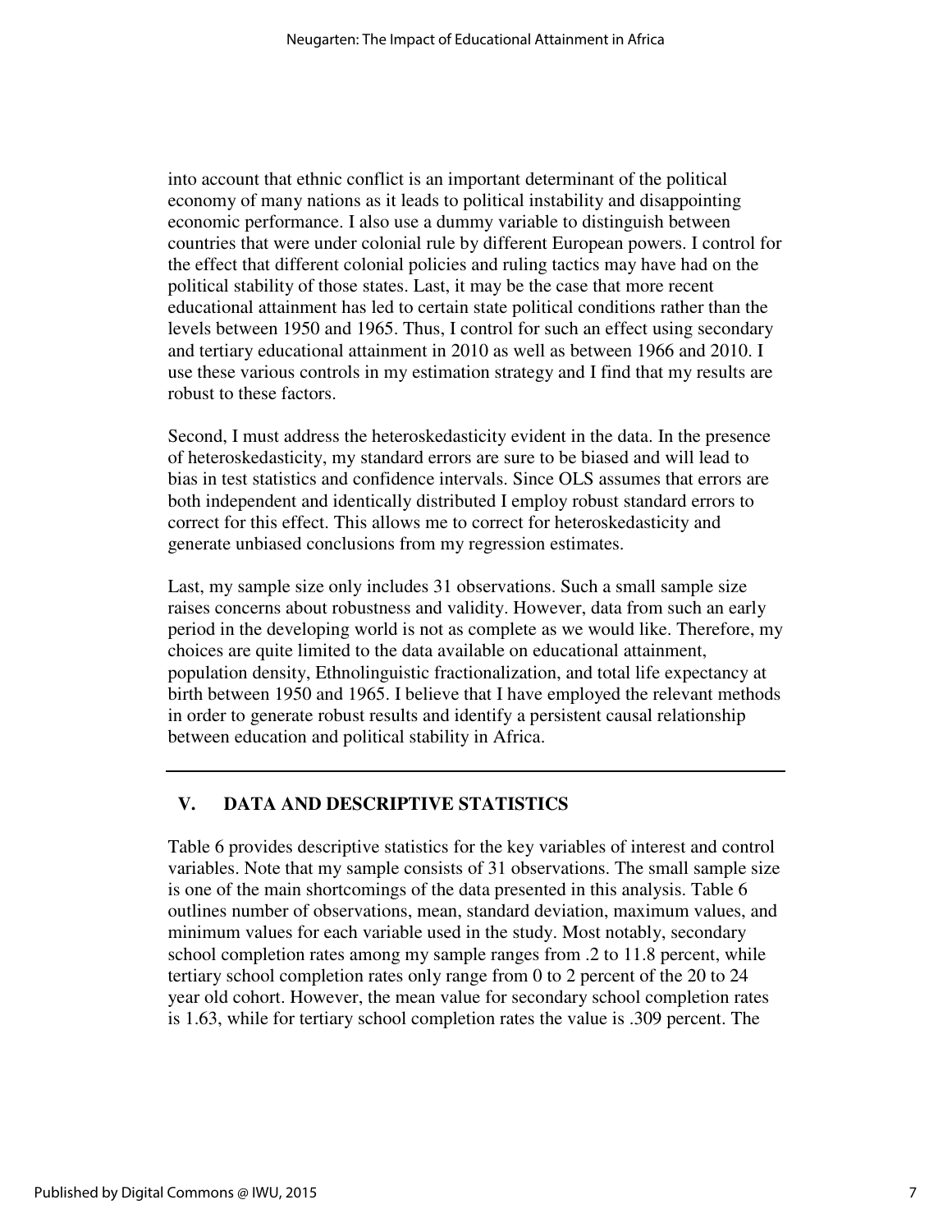into account that ethnic conflict is an important determinant of the political economy of many nations as it leads to political instability and disappointing economic performance. I also use a dummy variable to distinguish between countries that were under colonial rule by different European powers. I control for the effect that different colonial policies and ruling tactics may have had on the political stability of those states. Last, it may be the case that more recent educational attainment has led to certain state political conditions rather than the levels between 1950 and 1965. Thus, I control for such an effect using secondary and tertiary educational attainment in 2010 as well as between 1966 and 2010. I use these various controls in my estimation strategy and I find that my results are robust to these factors.

Second, I must address the heteroskedasticity evident in the data. In the presence of heteroskedasticity, my standard errors are sure to be biased and will lead to bias in test statistics and confidence intervals. Since OLS assumes that errors are both independent and identically distributed I employ robust standard errors to correct for this effect. This allows me to correct for heteroskedasticity and generate unbiased conclusions from my regression estimates.

Last, my sample size only includes 31 observations. Such a small sample size raises concerns about robustness and validity. However, data from such an early period in the developing world is not as complete as we would like. Therefore, my choices are quite limited to the data available on educational attainment, population density, Ethnolinguistic fractionalization, and total life expectancy at birth between 1950 and 1965. I believe that I have employed the relevant methods in order to generate robust results and identify a persistent causal relationship between education and political stability in Africa.

---

## V. DATA AND DESCRIPTIVE STATISTICS

Table 6 provides descriptive statistics for the key variables of interest and control variables. Note that my sample consists of 31 observations. The small sample size is one of the main shortcomings of the data presented in this analysis. Table 6 outlines number of observations, mean, standard deviation, maximum values, and minimum values for each variable used in the study. Most notably, secondary school completion rates among my sample ranges from .2 to 11.8 percent, while tertiary school completion rates only range from 0 to 2 percent of the 20 to 24 year old cohort. However, the mean value for secondary school completion rates is 1.63, while for tertiary school completion rates the value is .309 percent. The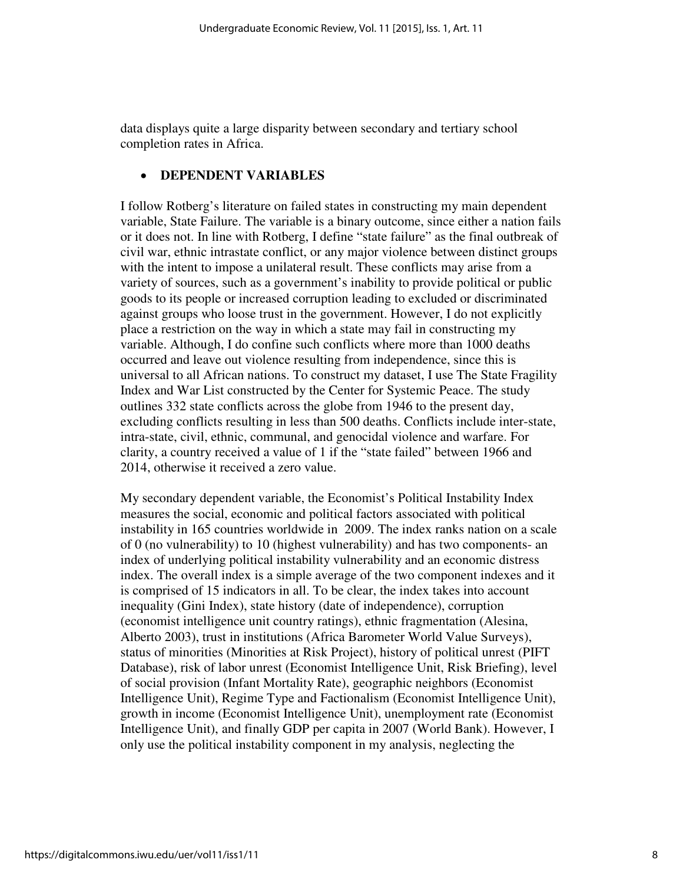data displays quite a large disparity between secondary and tertiary school completion rates in Africa.

- **DEPENDENT VARIABLES**

I follow Rotberg's literature on failed states in constructing my main dependent variable, State Failure. The variable is a binary outcome, since either a nation fails or it does not. In line with Rotberg, I define "state failure" as the final outbreak of civil war, ethnic intrastate conflict, or any major violence between distinct groups with the intent to impose a unilateral result. These conflicts may arise from a variety of sources, such as a government's inability to provide political or public goods to its people or increased corruption leading to excluded or discriminated against groups who loose trust in the government. However, I do not explicitly place a restriction on the way in which a state may fail in constructing my variable. Although, I do confine such conflicts where more than 1000 deaths occurred and leave out violence resulting from independence, since this is universal to all African nations. To construct my dataset, I use The State Fragility Index and War List constructed by the Center for Systemic Peace. The study outlines 332 state conflicts across the globe from 1946 to the present day, excluding conflicts resulting in less than 500 deaths. Conflicts include inter-state, intra-state, civil, ethnic, communal, and genocidal violence and warfare. For clarity, a country received a value of 1 if the "state failed" between 1966 and 2014, otherwise it received a zero value.

My secondary dependent variable, the Economist's Political Instability Index measures the social, economic and political factors associated with political instability in 165 countries worldwide in 2009. The index ranks nation on a scale of 0 (no vulnerability) to 10 (highest vulnerability) and has two components- an index of underlying political instability vulnerability and an economic distress index. The overall index is a simple average of the two component indexes and it is comprised of 15 indicators in all. To be clear, the index takes into account inequality (Gini Index), state history (date of independence), corruption (economist intelligence unit country ratings), ethnic fragmentation (Alesina, Alberto 2003), trust in institutions (Africa Barometer World Value Surveys), status of minorities (Minorities at Risk Project), history of political unrest (PIFT Database), risk of labor unrest (Economist Intelligence Unit, Risk Briefing), level of social provision (Infant Mortality Rate), geographic neighbors (Economist Intelligence Unit), Regime Type and Factionalism (Economist Intelligence Unit), growth in income (Economist Intelligence Unit), unemployment rate (Economist Intelligence Unit), and finally GDP per capita in 2007 (World Bank). However, I only use the political instability component in my analysis, neglecting the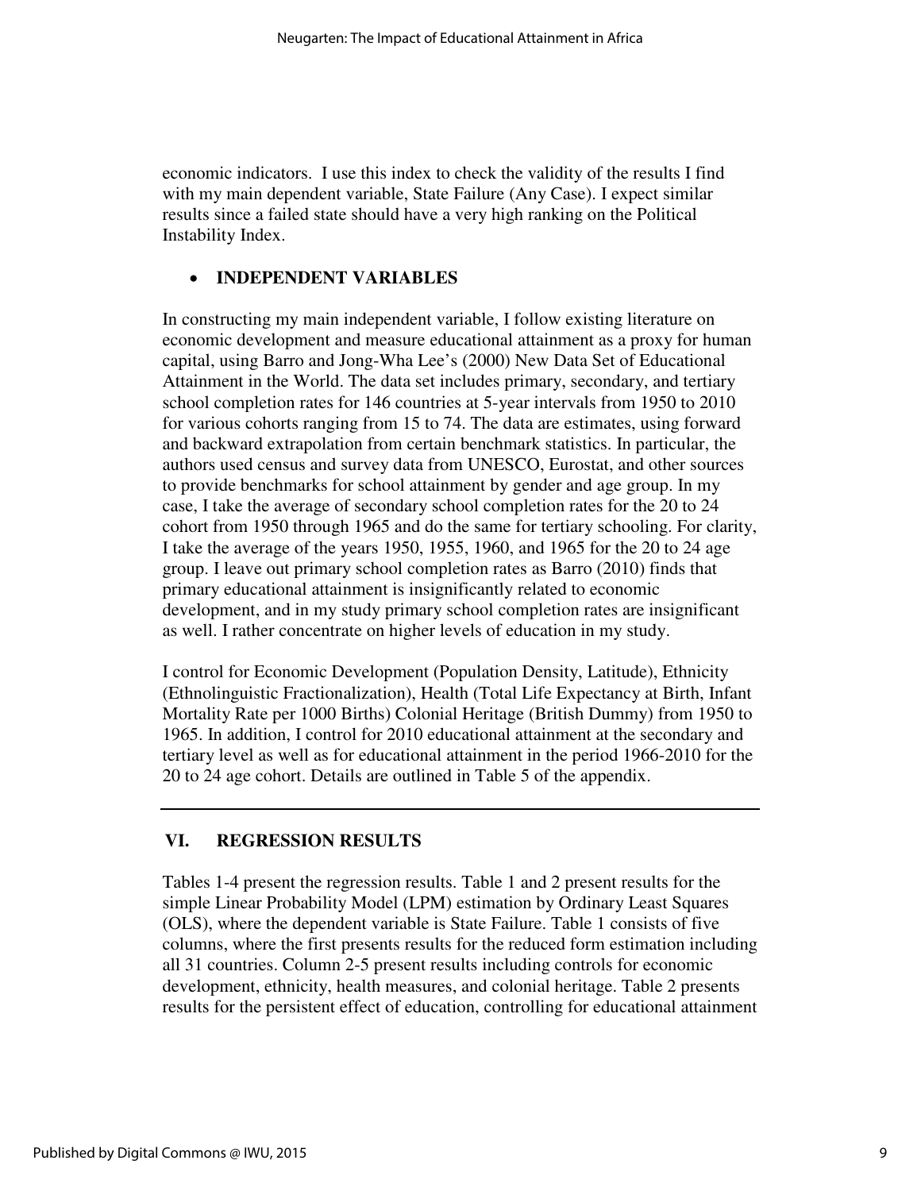economic indicators. I use this index to check the validity of the results I find with my main dependent variable, State Failure (Any Case). I expect similar results since a failed state should have a very high ranking on the Political Instability Index.

- **INDEPENDENT VARIABLES**

In constructing my main independent variable, I follow existing literature on economic development and measure educational attainment as a proxy for human capital, using Barro and Jong-Wha Lee's (2000) New Data Set of Educational Attainment in the World. The data set includes primary, secondary, and tertiary school completion rates for 146 countries at 5-year intervals from 1950 to 2010 for various cohorts ranging from 15 to 74. The data are estimates, using forward and backward extrapolation from certain benchmark statistics. In particular, the authors used census and survey data from UNESCO, Eurostat, and other sources to provide benchmarks for school attainment by gender and age group. In my case, I take the average of secondary school completion rates for the 20 to 24 cohort from 1950 through 1965 and do the same for tertiary schooling. For clarity, I take the average of the years 1950, 1955, 1960, and 1965 for the 20 to 24 age group. I leave out primary school completion rates as Barro (2010) finds that primary educational attainment is insignificantly related to economic development, and in my study primary school completion rates are insignificant as well. I rather concentrate on higher levels of education in my study.

I control for Economic Development (Population Density, Latitude), Ethnicity (Ethnolinguistic Fractionalization), Health (Total Life Expectancy at Birth, Infant Mortality Rate per 1000 Births) Colonial Heritage (British Dummy) from 1950 to 1965. In addition, I control for 2010 educational attainment at the secondary and tertiary level as well as for educational attainment in the period 1966-2010 for the 20 to 24 age cohort. Details are outlined in Table 5 of the appendix.

## VI. REGRESSION RESULTS

Tables 1-4 present the regression results. Table 1 and 2 present results for the simple Linear Probability Model (LPM) estimation by Ordinary Least Squares (OLS), where the dependent variable is State Failure. Table 1 consists of five columns, where the first presents results for the reduced form estimation including all 31 countries. Column 2-5 present results including controls for economic development, ethnicity, health measures, and colonial heritage. Table 2 presents results for the persistent effect of education, controlling for educational attainment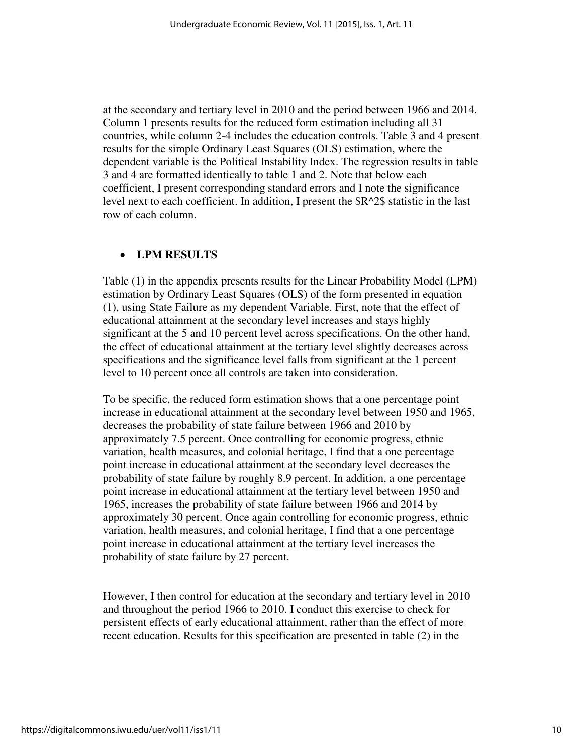at the secondary and tertiary level in 2010 and the period between 1966 and 2014. Column 1 presents results for the reduced form estimation including all 31 countries, while column 2-4 includes the education controls. Table 3 and 4 present results for the simple Ordinary Least Squares (OLS) estimation, where the dependent variable is the Political Instability Index. The regression results in table 3 and 4 are formatted identically to table 1 and 2. Note that below each coefficient, I present corresponding standard errors and I note the significance level next to each coefficient. In addition, I present the $R^2$ statistic in the last row of each column.

- **LPM RESULTS**

Table (1) in the appendix presents results for the Linear Probability Model (LPM) estimation by Ordinary Least Squares (OLS) of the form presented in equation (1), using State Failure as my dependent Variable. First, note that the effect of educational attainment at the secondary level increases and stays highly significant at the 5 and 10 percent level across specifications. On the other hand, the effect of educational attainment at the tertiary level slightly decreases across specifications and the significance level falls from significant at the 1 percent level to 10 percent once all controls are taken into consideration.

To be specific, the reduced form estimation shows that a one percentage point increase in educational attainment at the secondary level between 1950 and 1965, decreases the probability of state failure between 1966 and 2010 by approximately 7.5 percent. Once controlling for economic progress, ethnic variation, health measures, and colonial heritage, I find that a one percentage point increase in educational attainment at the secondary level decreases the probability of state failure by roughly 8.9 percent. In addition, a one percentage point increase in educational attainment at the tertiary level between 1950 and 1965, increases the probability of state failure between 1966 and 2014 by approximately 30 percent. Once again controlling for economic progress, ethnic variation, health measures, and colonial heritage, I find that a one percentage point increase in educational attainment at the tertiary level increases the probability of state failure by 27 percent.

However, I then control for education at the secondary and tertiary level in 2010 and throughout the period 1966 to 2010. I conduct this exercise to check for persistent effects of early educational attainment, rather than the effect of more recent education. Results for this specification are presented in table (2) in the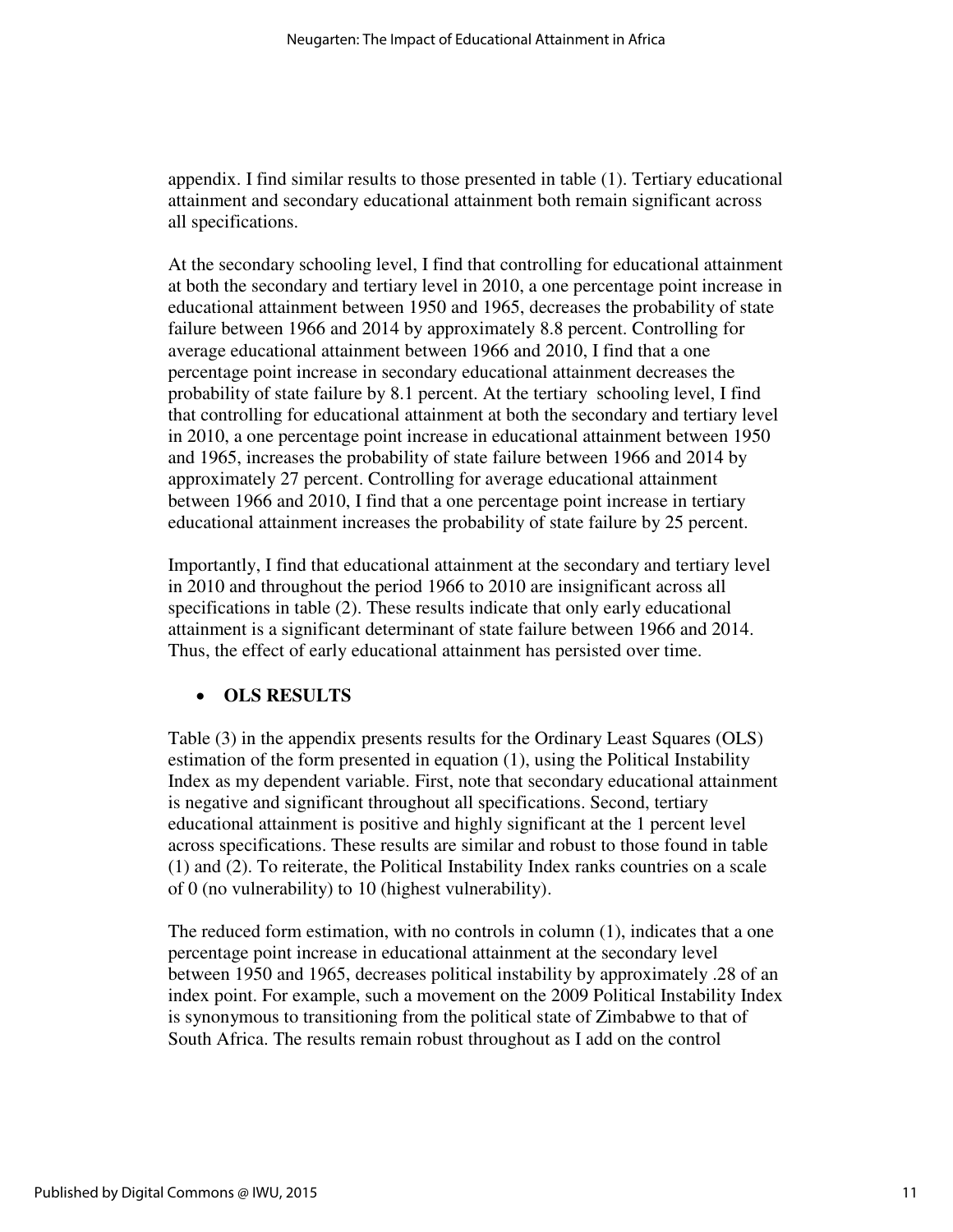appendix. I find similar results to those presented in table (1). Tertiary educational attainment and secondary educational attainment both remain significant across all specifications.

At the secondary schooling level, I find that controlling for educational attainment at both the secondary and tertiary level in 2010, a one percentage point increase in educational attainment between 1950 and 1965, decreases the probability of state failure between 1966 and 2014 by approximately 8.8 percent. Controlling for average educational attainment between 1966 and 2010, I find that a one percentage point increase in secondary educational attainment decreases the probability of state failure by 8.1 percent. At the tertiary schooling level, I find that controlling for educational attainment at both the secondary and tertiary level in 2010, a one percentage point increase in educational attainment between 1950 and 1965, increases the probability of state failure between 1966 and 2014 by approximately 27 percent. Controlling for average educational attainment between 1966 and 2010, I find that a one percentage point increase in tertiary educational attainment increases the probability of state failure by 25 percent.

Importantly, I find that educational attainment at the secondary and tertiary level in 2010 and throughout the period 1966 to 2010 are insignificant across all specifications in table (2). These results indicate that only early educational attainment is a significant determinant of state failure between 1966 and 2014. Thus, the effect of early educational attainment has persisted over time.

- **OLS RESULTS**

Table (3) in the appendix presents results for the Ordinary Least Squares (OLS) estimation of the form presented in equation (1), using the Political Instability Index as my dependent variable. First, note that secondary educational attainment is negative and significant throughout all specifications. Second, tertiary educational attainment is positive and highly significant at the 1 percent level across specifications. These results are similar and robust to those found in table (1) and (2). To reiterate, the Political Instability Index ranks countries on a scale of 0 (no vulnerability) to 10 (highest vulnerability).

The reduced form estimation, with no controls in column (1), indicates that a one percentage point increase in educational attainment at the secondary level between 1950 and 1965, decreases political instability by approximately .28 of an index point. For example, such a movement on the 2009 Political Instability Index is synonymous to transitioning from the political state of Zimbabwe to that of South Africa. The results remain robust throughout as I add on the control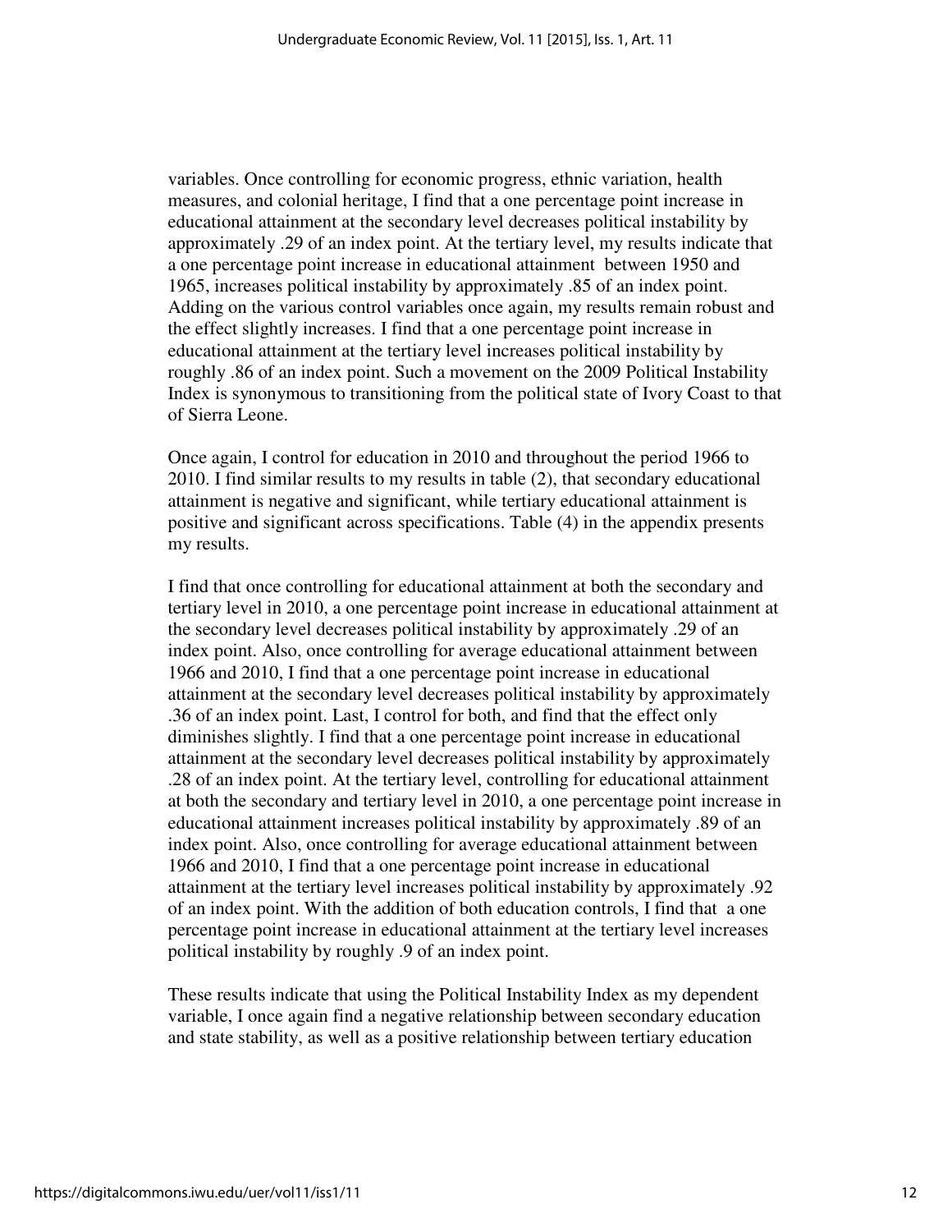variables. Once controlling for economic progress, ethnic variation, health measures, and colonial heritage, I find that a one percentage point increase in educational attainment at the secondary level decreases political instability by approximately .29 of an index point. At the tertiary level, my results indicate that a one percentage point increase in educational attainment between 1950 and 1965, increases political instability by approximately .85 of an index point. Adding on the various control variables once again, my results remain robust and the effect slightly increases. I find that a one percentage point increase in educational attainment at the tertiary level increases political instability by roughly .86 of an index point. Such a movement on the 2009 Political Instability Index is synonymous to transitioning from the political state of Ivory Coast to that of Sierra Leone.

Once again, I control for education in 2010 and throughout the period 1966 to 2010. I find similar results to my results in table (2), that secondary educational attainment is negative and significant, while tertiary educational attainment is positive and significant across specifications. Table (4) in the appendix presents my results.

I find that once controlling for educational attainment at both the secondary and tertiary level in 2010, a one percentage point increase in educational attainment at the secondary level decreases political instability by approximately .29 of an index point. Also, once controlling for average educational attainment between 1966 and 2010, I find that a one percentage point increase in educational attainment at the secondary level decreases political instability by approximately .36 of an index point. Last, I control for both, and find that the effect only diminishes slightly. I find that a one percentage point increase in educational attainment at the secondary level decreases political instability by approximately .28 of an index point. At the tertiary level, controlling for educational attainment at both the secondary and tertiary level in 2010, a one percentage point increase in educational attainment increases political instability by approximately .89 of an index point. Also, once controlling for average educational attainment between 1966 and 2010, I find that a one percentage point increase in educational attainment at the tertiary level increases political instability by approximately .92 of an index point. With the addition of both education controls, I find that a one percentage point increase in educational attainment at the tertiary level increases political instability by roughly .9 of an index point.

These results indicate that using the Political Instability Index as my dependent variable, I once again find a negative relationship between secondary education and state stability, as well as a positive relationship between tertiary education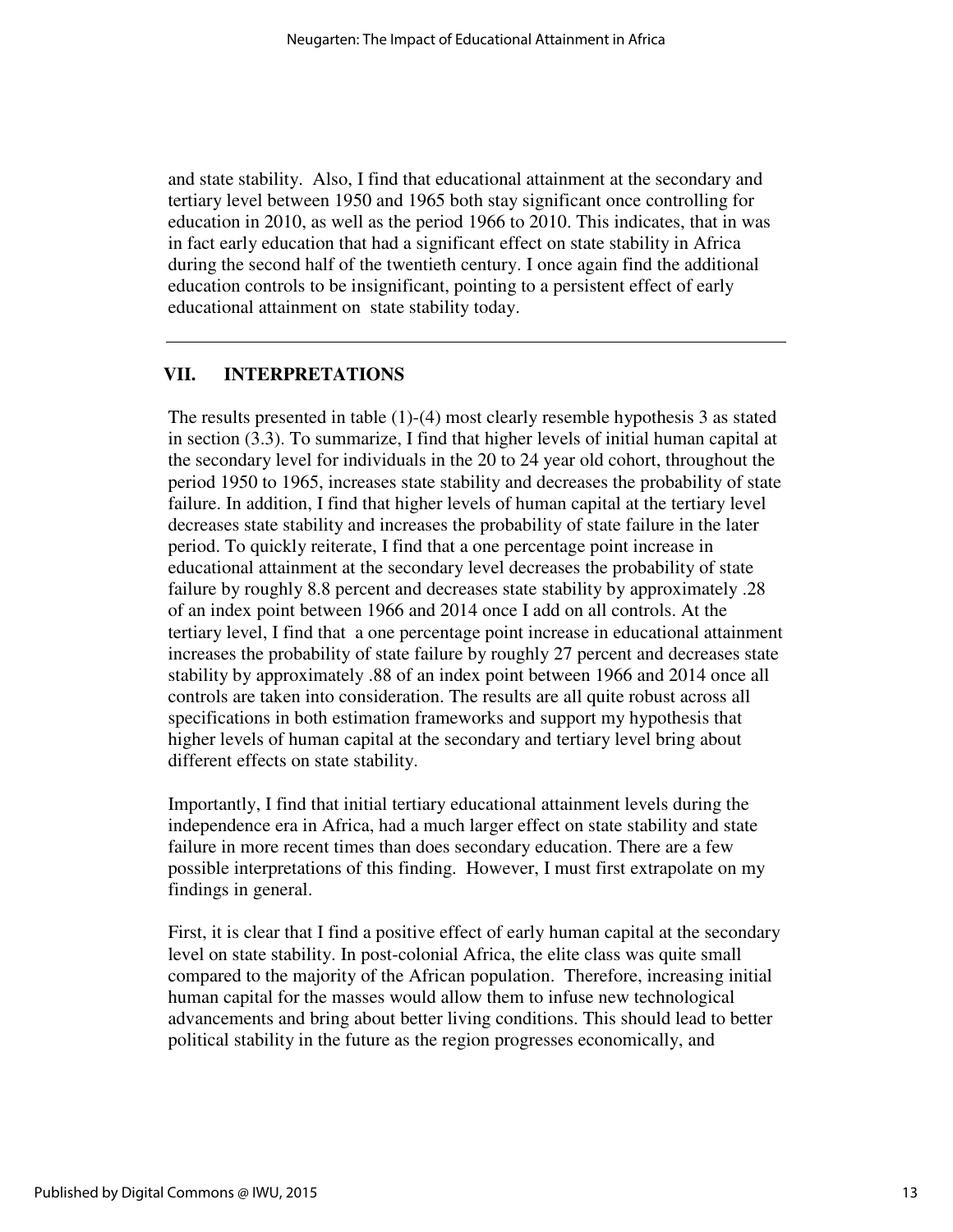and state stability. Also, I find that educational attainment at the secondary and tertiary level between 1950 and 1965 both stay significant once controlling for education in 2010, as well as the period 1966 to 2010. This indicates, that in was in fact early education that had a significant effect on state stability in Africa during the second half of the twentieth century. I once again find the additional education controls to be insignificant, pointing to a persistent effect of early educational attainment on state stability today.

---

## VII. INTERPRETATIONS

The results presented in table (1)-(4) most clearly resemble hypothesis 3 as stated in section (3.3). To summarize, I find that higher levels of initial human capital at the secondary level for individuals in the 20 to 24 year old cohort, throughout the period 1950 to 1965, increases state stability and decreases the probability of state failure. In addition, I find that higher levels of human capital at the tertiary level decreases state stability and increases the probability of state failure in the later period. To quickly reiterate, I find that a one percentage point increase in educational attainment at the secondary level decreases the probability of state failure by roughly 8.8 percent and decreases state stability by approximately .28 of an index point between 1966 and 2014 once I add on all controls. At the tertiary level, I find that a one percentage point increase in educational attainment increases the probability of state failure by roughly 27 percent and decreases state stability by approximately .88 of an index point between 1966 and 2014 once all controls are taken into consideration. The results are all quite robust across all specifications in both estimation frameworks and support my hypothesis that higher levels of human capital at the secondary and tertiary level bring about different effects on state stability.

Importantly, I find that initial tertiary educational attainment levels during the independence era in Africa, had a much larger effect on state stability and state failure in more recent times than does secondary education. There are a few possible interpretations of this finding. However, I must first extrapolate on my findings in general.

First, it is clear that I find a positive effect of early human capital at the secondary level on state stability. In post-colonial Africa, the elite class was quite small compared to the majority of the African population. Therefore, increasing initial human capital for the masses would allow them to infuse new technological advancements and bring about better living conditions. This should lead to better political stability in the future as the region progresses economically, and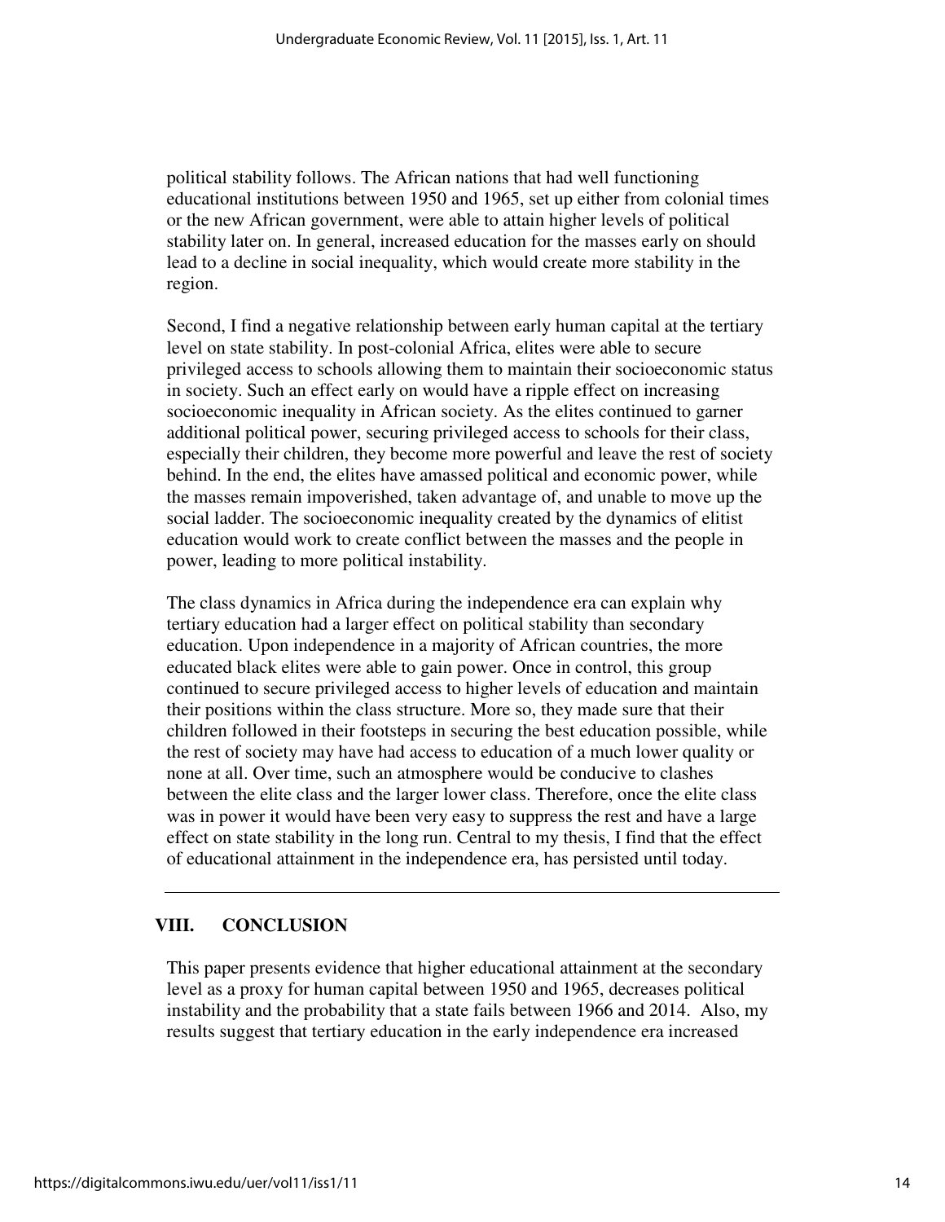political stability follows. The African nations that had well functioning educational institutions between 1950 and 1965, set up either from colonial times or the new African government, were able to attain higher levels of political stability later on. In general, increased education for the masses early on should lead to a decline in social inequality, which would create more stability in the region.

Second, I find a negative relationship between early human capital at the tertiary level on state stability. In post-colonial Africa, elites were able to secure privileged access to schools allowing them to maintain their socioeconomic status in society. Such an effect early on would have a ripple effect on increasing socioeconomic inequality in African society. As the elites continued to garner additional political power, securing privileged access to schools for their class, especially their children, they become more powerful and leave the rest of society behind. In the end, the elites have amassed political and economic power, while the masses remain impoverished, taken advantage of, and unable to move up the social ladder. The socioeconomic inequality created by the dynamics of elitist education would work to create conflict between the masses and the people in power, leading to more political instability.

The class dynamics in Africa during the independence era can explain why tertiary education had a larger effect on political stability than secondary education. Upon independence in a majority of African countries, the more educated black elites were able to gain power. Once in control, this group continued to secure privileged access to higher levels of education and maintain their positions within the class structure. More so, they made sure that their children followed in their footsteps in securing the best education possible, while the rest of society may have had access to education of a much lower quality or none at all. Over time, such an atmosphere would be conducive to clashes between the elite class and the larger lower class. Therefore, once the elite class was in power it would have been very easy to suppress the rest and have a large effect on state stability in the long run. Central to my thesis, I find that the effect of educational attainment in the independence era, has persisted until today.

## VIII. CONCLUSION

This paper presents evidence that higher educational attainment at the secondary level as a proxy for human capital between 1950 and 1965, decreases political instability and the probability that a state fails between 1966 and 2014. Also, my results suggest that tertiary education in the early independence era increased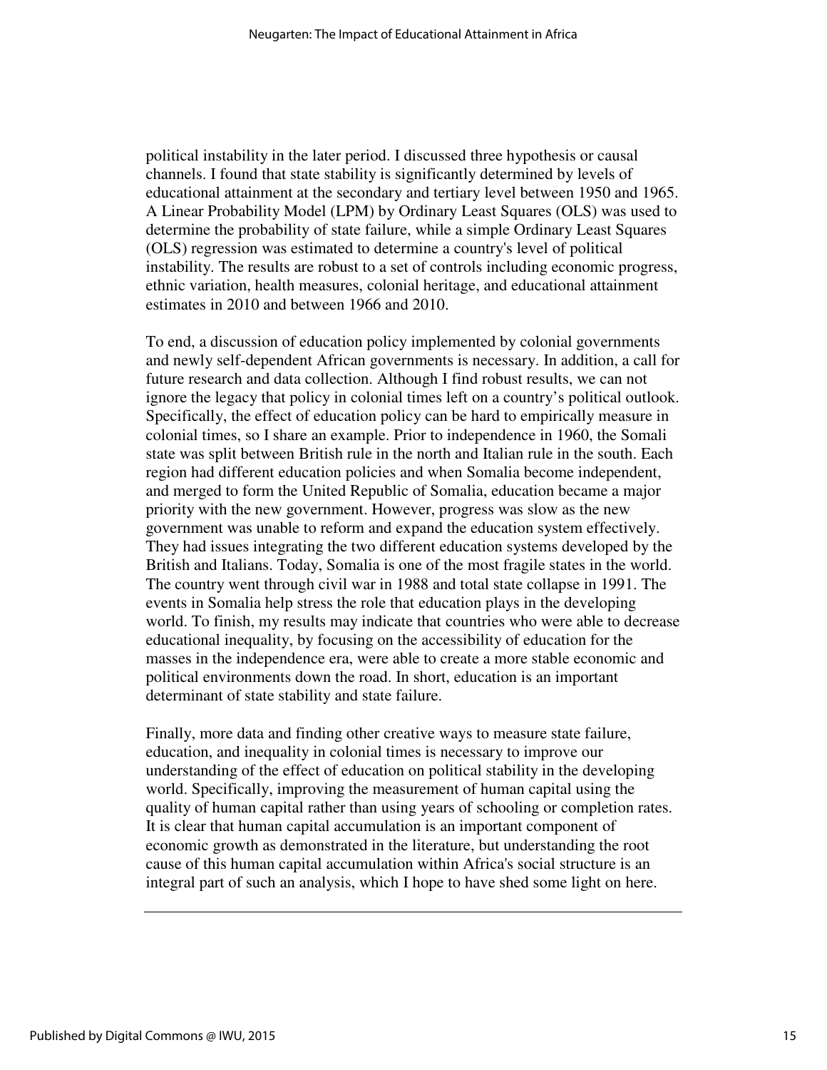political instability in the later period. I discussed three hypothesis or causal channels. I found that state stability is significantly determined by levels of educational attainment at the secondary and tertiary level between 1950 and 1965. A Linear Probability Model (LPM) by Ordinary Least Squares (OLS) was used to determine the probability of state failure, while a simple Ordinary Least Squares (OLS) regression was estimated to determine a country's level of political instability. The results are robust to a set of controls including economic progress, ethnic variation, health measures, colonial heritage, and educational attainment estimates in 2010 and between 1966 and 2010.

To end, a discussion of education policy implemented by colonial governments and newly self-dependent African governments is necessary. In addition, a call for future research and data collection. Although I find robust results, we can not ignore the legacy that policy in colonial times left on a country's political outlook. Specifically, the effect of education policy can be hard to empirically measure in colonial times, so I share an example. Prior to independence in 1960, the Somali state was split between British rule in the north and Italian rule in the south. Each region had different education policies and when Somalia become independent, and merged to form the United Republic of Somalia, education became a major priority with the new government. However, progress was slow as the new government was unable to reform and expand the education system effectively. They had issues integrating the two different education systems developed by the British and Italians. Today, Somalia is one of the most fragile states in the world. The country went through civil war in 1988 and total state collapse in 1991. The events in Somalia help stress the role that education plays in the developing world. To finish, my results may indicate that countries who were able to decrease educational inequality, by focusing on the accessibility of education for the masses in the independence era, were able to create a more stable economic and political environments down the road. In short, education is an important determinant of state stability and state failure.

Finally, more data and finding other creative ways to measure state failure, education, and inequality in colonial times is necessary to improve our understanding of the effect of education on political stability in the developing world. Specifically, improving the measurement of human capital using the quality of human capital rather than using years of schooling or completion rates. It is clear that human capital accumulation is an important component of economic growth as demonstrated in the literature, but understanding the root cause of this human capital accumulation within Africa's social structure is an integral part of such an analysis, which I hope to have shed some light on here.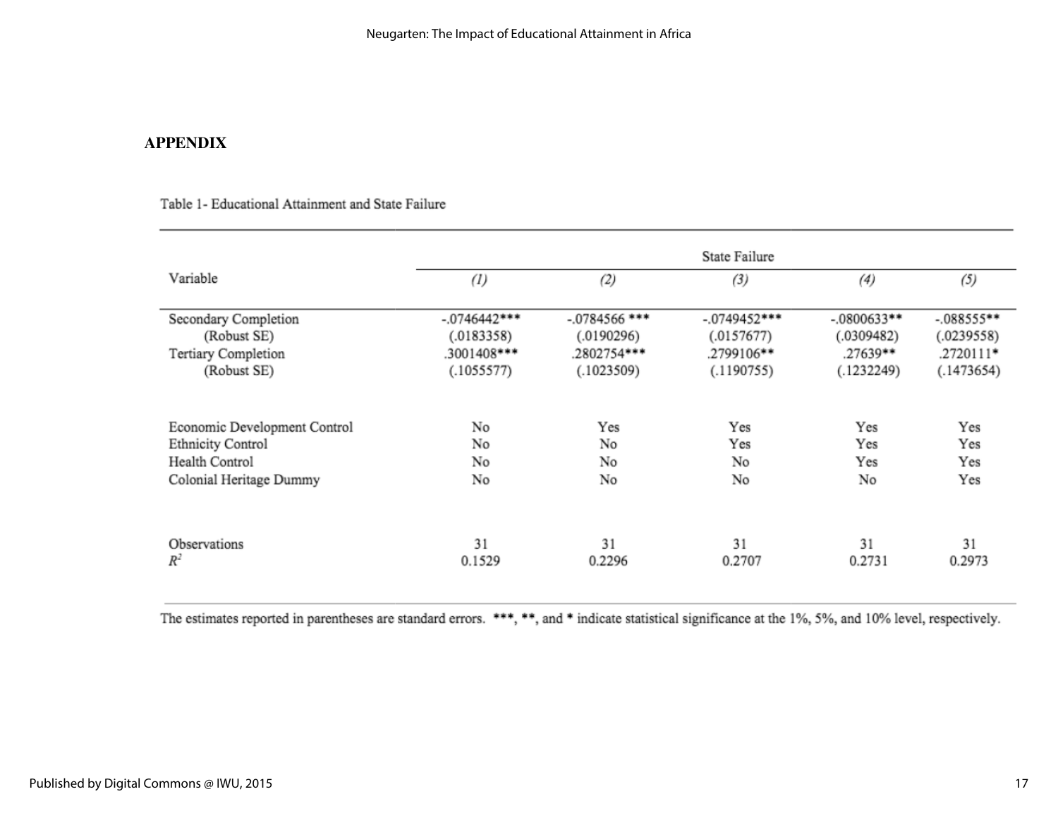## APPENDIX

Table 1- Educational Attainment and State Failure

| Variable | State Failure | | | | |
|---|---|---|---|---|---|
| | *(1)* | *(2)* | *(3)* | *(4)* | *(5)* |
| Secondary Completion | -.0746442*** | -.0784566 *** | -.0749452*** | -.0800633** | -.088555** |
| (Robust SE) | (.0183358) | (.0190296) | (.0157677) | (.0309482) | (.0239558) |
| Tertiary Completion | .3001408*** | .2802754*** | .2799106** | .27639** | .2720111* |
| (Robust SE) | (.1055577) | (.1023509) | (.1190755) | (.1232249) | (.1473654) |
| Economic Development Control | No | Yes | Yes | Yes | Yes |
| Ethnicity Control | No | No | Yes | Yes | Yes |
| Health Control | No | No | No | Yes | Yes |
| Colonial Heritage Dummy | No | No | No | No | Yes |
| Observations | 31 | 31 | 31 | 31 | 31 |
| $R^2$ | 0.1529 | 0.2296 | 0.2707 | 0.2731 | 0.2973 |

The estimates reported in parentheses are standard errors. ***, **, and * indicate statistical significance at the 1%, 5%, and 10% level, respectively.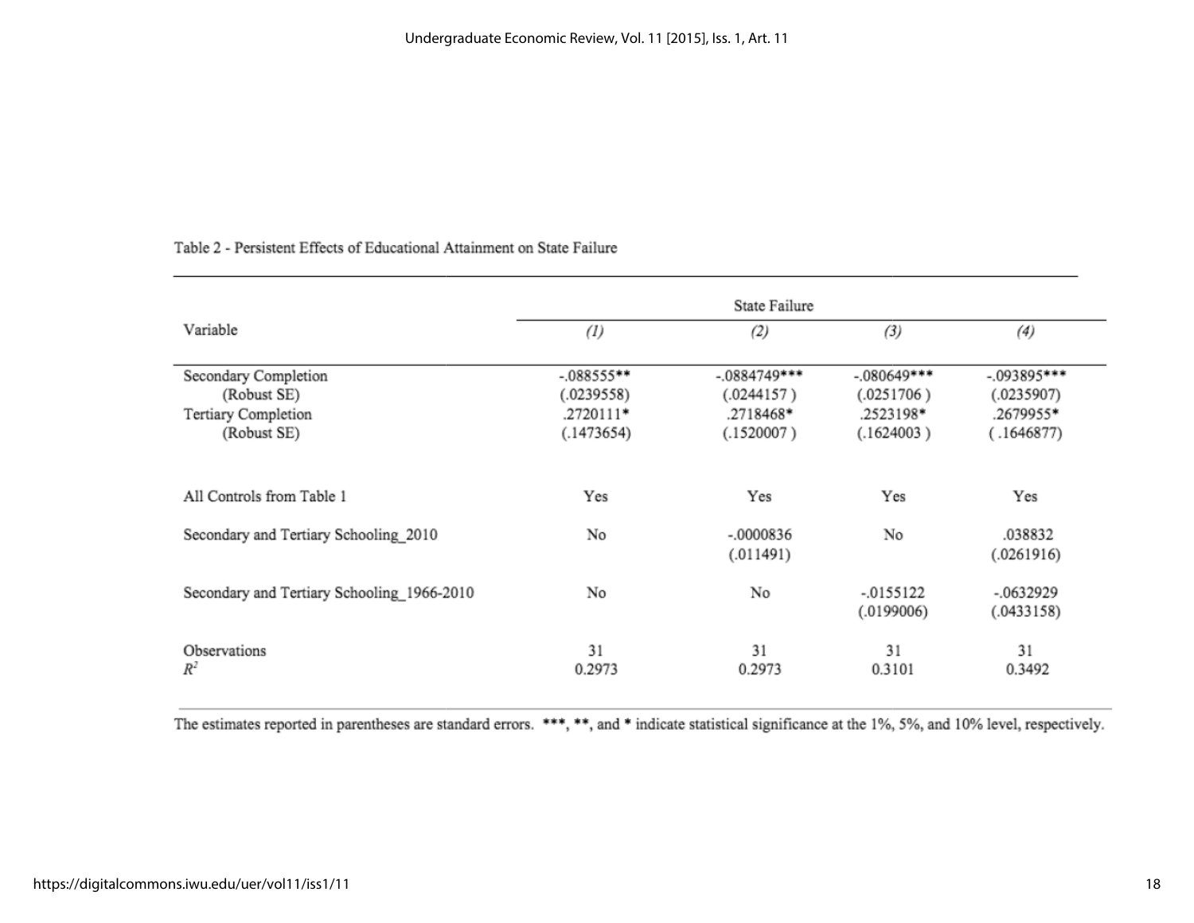Table 2 - Persistent Effects of Educational Attainment on State Failure

| Variable | State Failure | | | |
|---|---|---|---|---|
| | *(1)* | *(2)* | *(3)* | *(4)* |
| Secondary Completion | -.088555** | -.0884749*** | -.080649*** | -.093895*** |
| (Robust SE) | (.0239558) | (.0244157 ) | (.0251706 ) | (.0235907) |
| Tertiary Completion | .2720111* | .2718468* | .2523198* | .2679955* |
| (Robust SE) | (.1473654) | (.1520007 ) | (.1624003 ) | ( .1646877) |
| All Controls from Table 1 | Yes | Yes | Yes | Yes |
| Secondary and Tertiary Schooling_2010 | No | -.0000836 (.011491) | No | .038832 (.0261916) |
| Secondary and Tertiary Schooling_1966-2010 | No | No | -.0155122 (.0199006) | -.0632929 (.0433158) |
| Observations | 31 | 31 | 31 | 31 |
| $R^2$ | 0.2973 | 0.2973 | 0.3101 | 0.3492 |

The estimates reported in parentheses are standard errors. ***, **, and * indicate statistical significance at the 1%, 5%, and 10% level, respectively.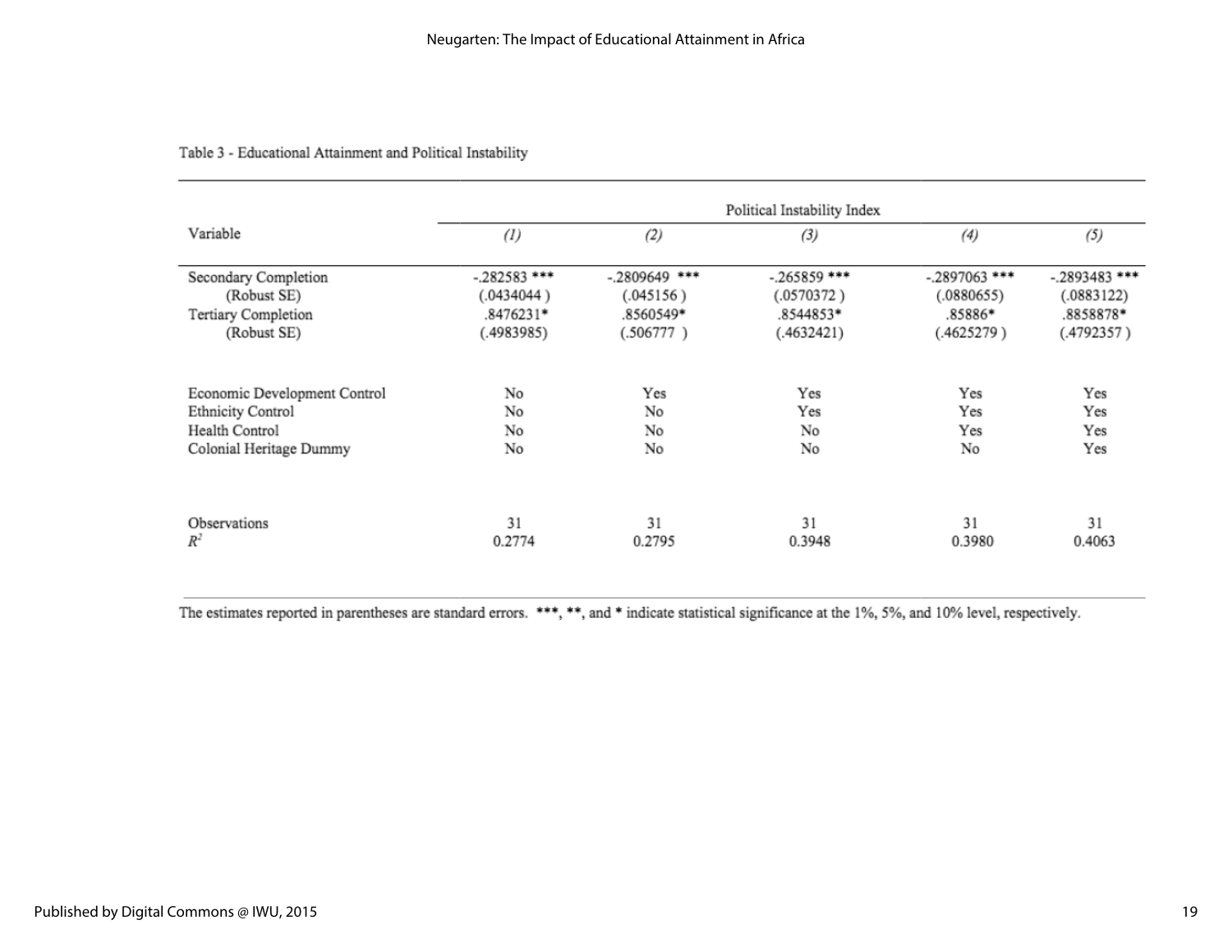Table 3 - Educational Attainment and Political Instability

| Variable | Political Instability Index | | | | |
|---|---|---|---|---|---|
| | *(1)* | *(2)* | *(3)* | *(4)* | *(5)* |
| Secondary Completion | -.282583 *** | -.2809649 *** | -.265859 *** | -.2897063 *** | -.2893483 *** |
| (Robust SE) | (.0434044 ) | (.045156 ) | (.0570372 ) | (.0880655) | (.0883122) |
| Tertiary Completion | .8476231* | .8560549* | .8544853* | .85886* | .8858878* |
| (Robust SE) | (.4983985) | (.506777 ) | (.4632421) | (.4625279 ) | (.4792357 ) |
| Economic Development Control | No | Yes | Yes | Yes | Yes |
| Ethnicity Control | No | No | Yes | Yes | Yes |
| Health Control | No | No | No | Yes | Yes |
| Colonial Heritage Dummy | No | No | No | No | Yes |
| Observations | 31 | 31 | 31 | 31 | 31 |
| $R^2$ | 0.2774 | 0.2795 | 0.3948 | 0.3980 | 0.4063 |

The estimates reported in parentheses are standard errors. ***, **, and * indicate statistical significance at the 1%, 5%, and 10% level, respectively.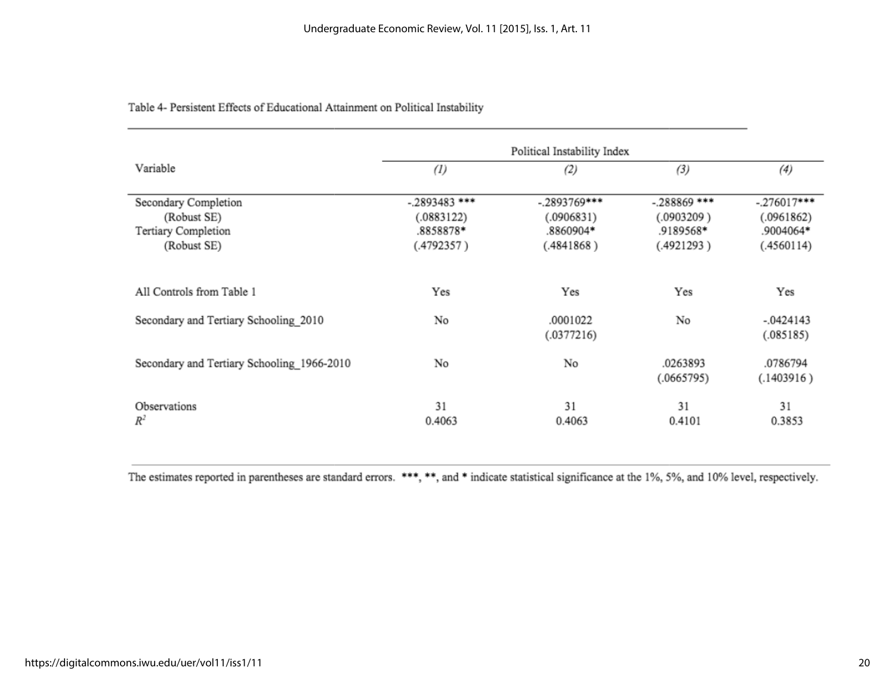Table 4- Persistent Effects of Educational Attainment on Political Instability

| Variable | Political Instability Index | | | |
|---|---|---|---|---|
| | *(1)* | *(2)* | *(3)* | *(4)* |
| Secondary Completion | -.2893483 *** | -.2893769*** | -.288869 *** | -.276017*** |
| (Robust SE) | (.0883122) | (.0906831) | (.0903209 ) | (.0961862) |
| Tertiary Completion | .8858878* | .8860904* | .9189568* | .9004064* |
| (Robust SE) | (.4792357 ) | (.4841868 ) | (.4921293 ) | (.4560114) |
| All Controls from Table 1 | Yes | Yes | Yes | Yes |
| Secondary and Tertiary Schooling_2010 | No | .0001022 (.0377216) | No | -.0424143 (.085185) |
| Secondary and Tertiary Schooling_1966-2010 | No | No | .0263893 (.0665795) | .0786794 (.1403916 ) |
| Observations | 31 | 31 | 31 | 31 |
| $R^2$ | 0.4063 | 0.4063 | 0.4101 | 0.3853 |

The estimates reported in parentheses are standard errors. ***, **, and * indicate statistical significance at the 1%, 5%, and 10% level, respectively.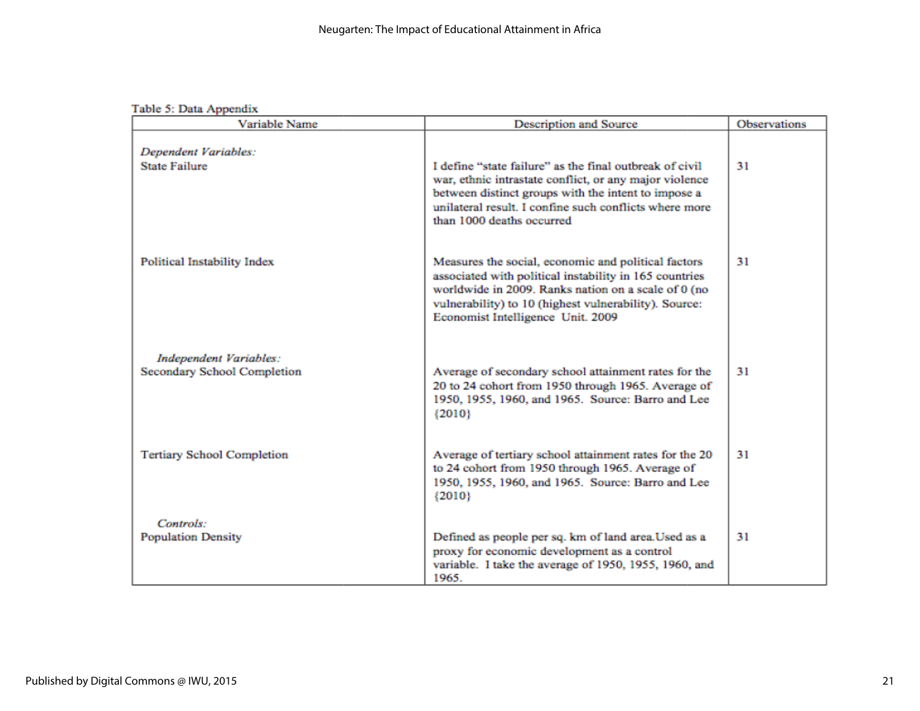Table 5: Data Appendix

| Variable Name | Description and Source | Observations |
|---|---|---|
| *Dependent Variables:* | | |
| State Failure | I define "state failure" as the final outbreak of civil war, ethnic intrastate conflict, or any major violence between distinct groups with the intent to impose a unilateral result. I confine such conflicts where more than 1000 deaths occurred | 31 |
| Political Instability Index | Measures the social, economic and political factors associated with political instability in 165 countries worldwide in 2009. Ranks nation on a scale of 0 (no vulnerability) to 10 (highest vulnerability). Source: Economist Intelligence Unit. 2009 | 31 |
| *Independent Variables:* | | |
| Secondary School Completion | Average of secondary school attainment rates for the 20 to 24 cohort from 1950 through 1965. Average of 1950, 1955, 1960, and 1965. Source: Barro and Lee {2010} | 31 |
| Tertiary School Completion | Average of tertiary school attainment rates for the 20 to 24 cohort from 1950 through 1965. Average of 1950, 1955, 1960, and 1965. Source: Barro and Lee {2010} | 31 |
| *Controls:* | | |
| Population Density | Defined as people per sq. km of land area.Used as a proxy for economic development as a control variable. I take the average of 1950, 1955, 1960, and 1965. | 31 |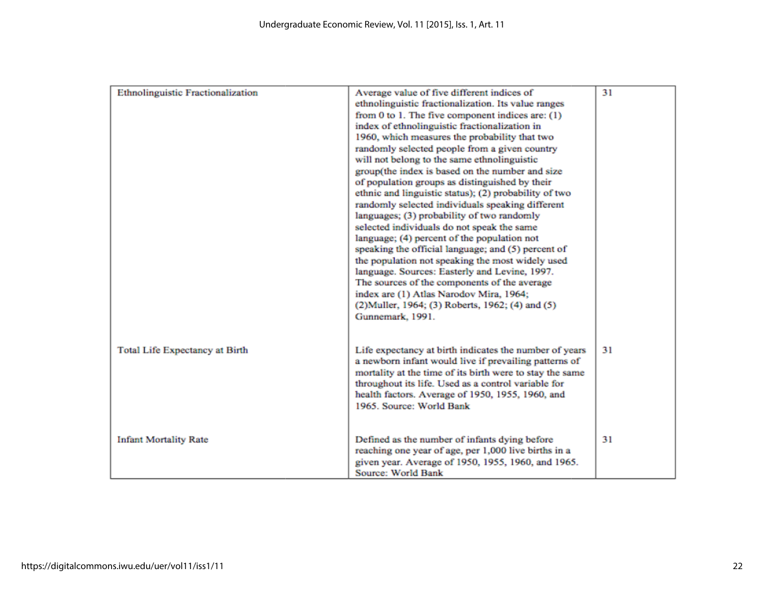| | | |
|---|---|---|
| Ethnolinguistic Fractionalization | Average value of five different indices of ethnolinguistic fractionalization. Its value ranges from 0 to 1. The five component indices are: (1) index of ethnolinguistic fractionalization in 1960, which measures the probability that two randomly selected people from a given country will not belong to the same ethnolinguistic group(the index is based on the number and size of population groups as distinguished by their ethnic and linguistic status); (2) probability of two randomly selected individuals speaking different languages; (3) probability of two randomly selected individuals do not speak the same language; (4) percent of the population not speaking the official language; and (5) percent of the population not speaking the most widely used language. Sources: Easterly and Levine, 1997. The sources of the components of the average index are (1) Atlas Narodov Mira, 1964; (2)Muller, 1964; (3) Roberts, 1962; (4) and (5) Gunnemark, 1991. | 31 |
| Total Life Expectancy at Birth | Life expectancy at birth indicates the number of years a newborn infant would live if prevailing patterns of mortality at the time of its birth were to stay the same throughout its life. Used as a control variable for health factors. Average of 1950, 1955, 1960, and 1965. Source: World Bank | 31 |
| Infant Mortality Rate | Defined as the number of infants dying before reaching one year of age, per 1,000 live births in a given year. Average of 1950, 1955, 1960, and 1965. Source: World Bank | 31 |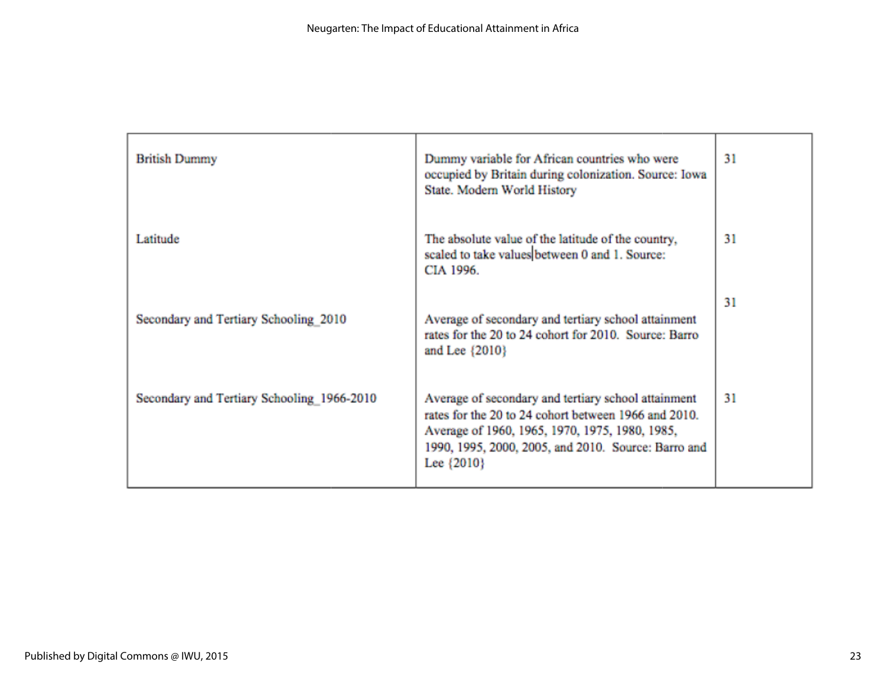| | | |
|---|---|---|
| British Dummy | Dummy variable for African countries who were occupied by Britain during colonization. Source: Iowa State. Modern World History | 31 |
| Latitude | The absolute value of the latitude of the country, scaled to take values between 0 and 1. Source: CIA 1996. | 31 |
| Secondary and Tertiary Schooling_2010 | Average of secondary and tertiary school attainment rates for the 20 to 24 cohort for 2010. Source: Barro and Lee {2010} | 31 |
| Secondary and Tertiary Schooling_1966-2010 | Average of secondary and tertiary school attainment rates for the 20 to 24 cohort between 1966 and 2010. Average of 1960, 1965, 1970, 1975, 1980, 1985, 1990, 1995, 2000, 2005, and 2010. Source: Barro and Lee {2010} | 31 |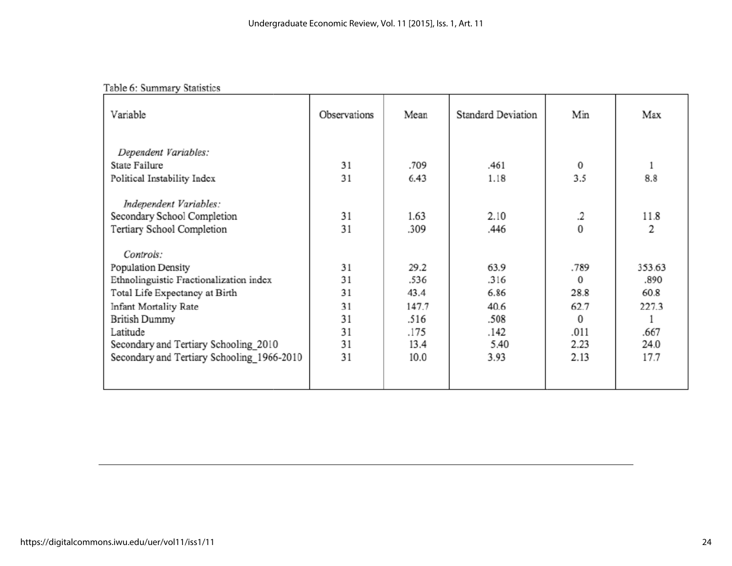Table 6: Summary Statistics

| Variable | Observations | Mean | Standard Deviation | Min | Max |
|---|---|---|---|---|---|
| *Dependent Variables:* | | | | | |
| State Failure | 31 | .709 | .461 | 0 | 1 |
| Political Instability Index | 31 | 6.43 | 1.18 | 3.5 | 8.8 |
| *Independent Variables:* | | | | | |
| Secondary School Completion | 31 | 1.63 | 2.10 | .2 | 11.8 |
| Tertiary School Completion | 31 | .309 | .446 | 0 | 2 |
| *Controls:* | | | | | |
| Population Density | 31 | 29.2 | 63.9 | .789 | 353.63 |
| Ethnolinguistic Fractionalization index | 31 | .536 | .316 | 0 | .890 |
| Total Life Expectancy at Birth | 31 | 43.4 | 6.86 | 28.8 | 60.8 |
| Infant Mortality Rate | 31 | 147.7 | 40.6 | 62.7 | 227.3 |
| British Dummy | 31 | .516 | .508 | 0 | 1 |
| Latitude | 31 | .175 | .142 | .011 | .667 |
| Secondary and Tertiary Schooling_2010 | 31 | 13.4 | 5.40 | 2.23 | 24.0 |
| Secondary and Tertiary Schooling_1966-2010 | 31 | 10.0 | 3.93 | 2.13 | 17.7 |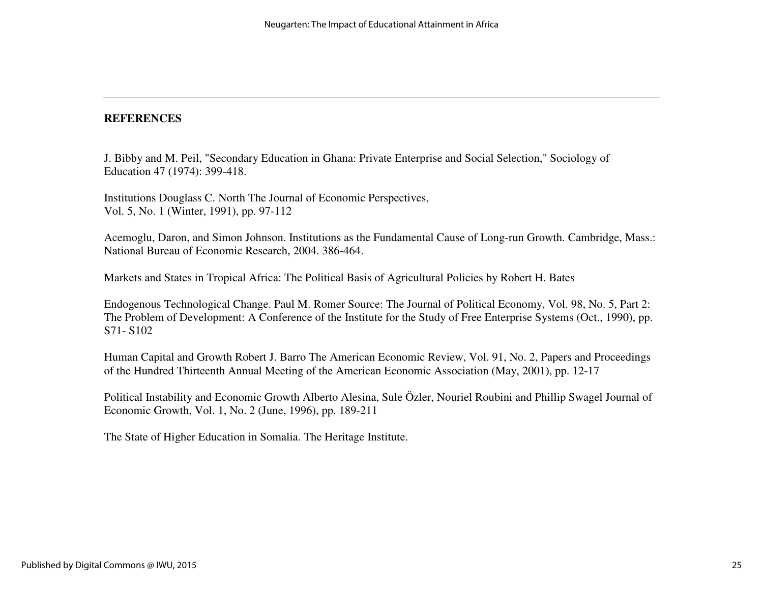**REFERENCES**

J. Bibby and M. Peil, "Secondary Education in Ghana: Private Enterprise and Social Selection," Sociology of Education 47 (1974): 399-418.

Institutions Douglass C. North The Journal of Economic Perspectives,
Vol. 5, No. 1 (Winter, 1991), pp. 97-112

Acemoglu, Daron, and Simon Johnson. Institutions as the Fundamental Cause of Long-run Growth. Cambridge, Mass.: National Bureau of Economic Research, 2004. 386-464.

Markets and States in Tropical Africa: The Political Basis of Agricultural Policies by Robert H. Bates

Endogenous Technological Change. Paul M. Romer Source: The Journal of Political Economy, Vol. 98, No. 5, Part 2: The Problem of Development: A Conference of the Institute for the Study of Free Enterprise Systems (Oct., 1990), pp. S71- S102

Human Capital and Growth Robert J. Barro The American Economic Review, Vol. 91, No. 2, Papers and Proceedings of the Hundred Thirteenth Annual Meeting of the American Economic Association (May, 2001), pp. 12-17

Political Instability and Economic Growth Alberto Alesina, Sule Özler, Nouriel Roubini and Phillip Swagel Journal of Economic Growth, Vol. 1, No. 2 (June, 1996), pp. 189-211

The State of Higher Education in Somalia. The Heritage Institute.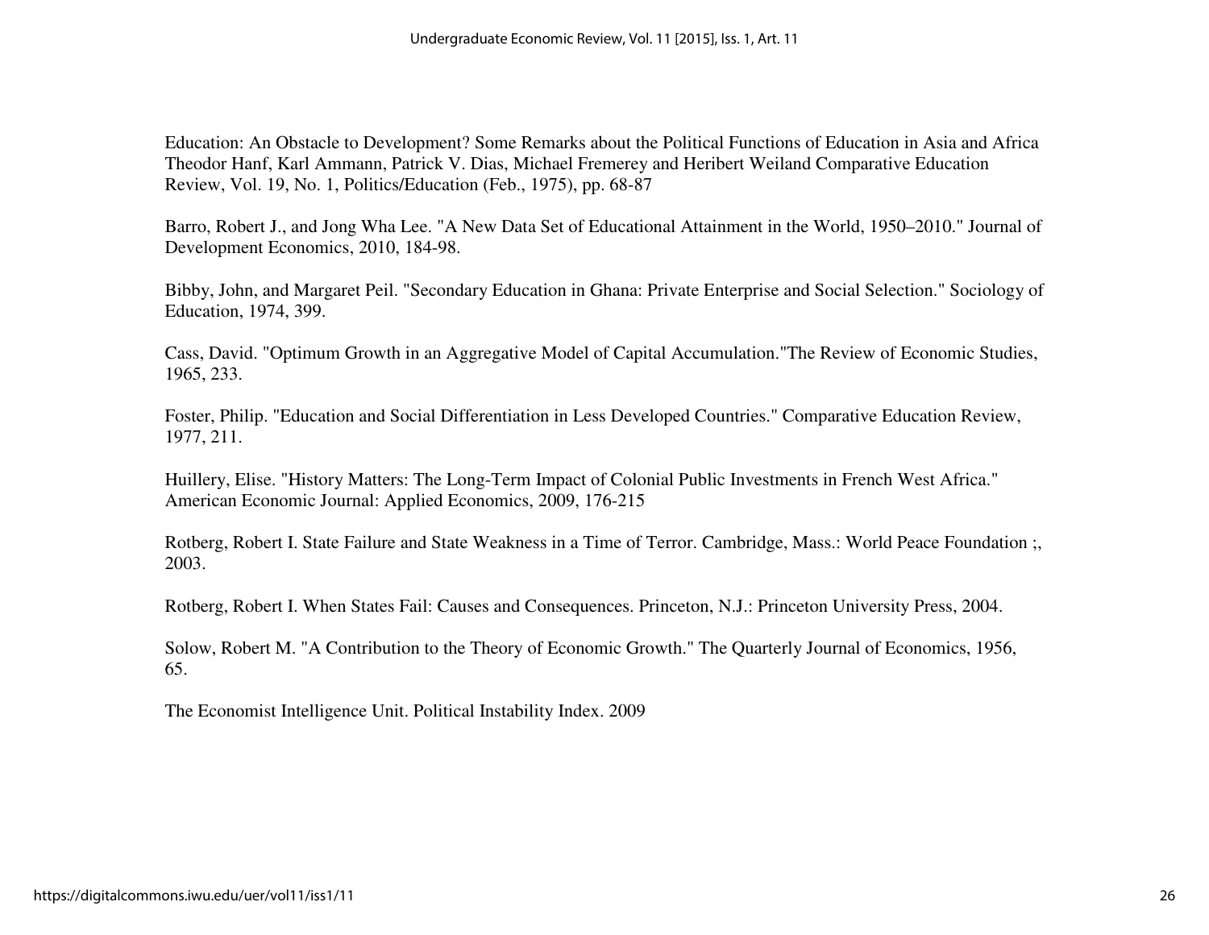Education: An Obstacle to Development? Some Remarks about the Political Functions of Education in Asia and Africa Theodor Hanf, Karl Ammann, Patrick V. Dias, Michael Fremerey and Heribert Weiland Comparative Education Review, Vol. 19, No. 1, Politics/Education (Feb., 1975), pp. 68-87

Barro, Robert J., and Jong Wha Lee. "A New Data Set of Educational Attainment in the World, 1950–2010." Journal of Development Economics, 2010, 184-98.

Bibby, John, and Margaret Peil. "Secondary Education in Ghana: Private Enterprise and Social Selection." Sociology of Education, 1974, 399.

Cass, David. "Optimum Growth in an Aggregative Model of Capital Accumulation."The Review of Economic Studies, 1965, 233.

Foster, Philip. "Education and Social Differentiation in Less Developed Countries." Comparative Education Review, 1977, 211.

Huillery, Elise. "History Matters: The Long-Term Impact of Colonial Public Investments in French West Africa." American Economic Journal: Applied Economics, 2009, 176-215

Rotberg, Robert I. State Failure and State Weakness in a Time of Terror. Cambridge, Mass.: World Peace Foundation ;, 2003.

Rotberg, Robert I. When States Fail: Causes and Consequences. Princeton, N.J.: Princeton University Press, 2004.

Solow, Robert M. "A Contribution to the Theory of Economic Growth." The Quarterly Journal of Economics, 1956, 65.

The Economist Intelligence Unit. Political Instability Index. 2009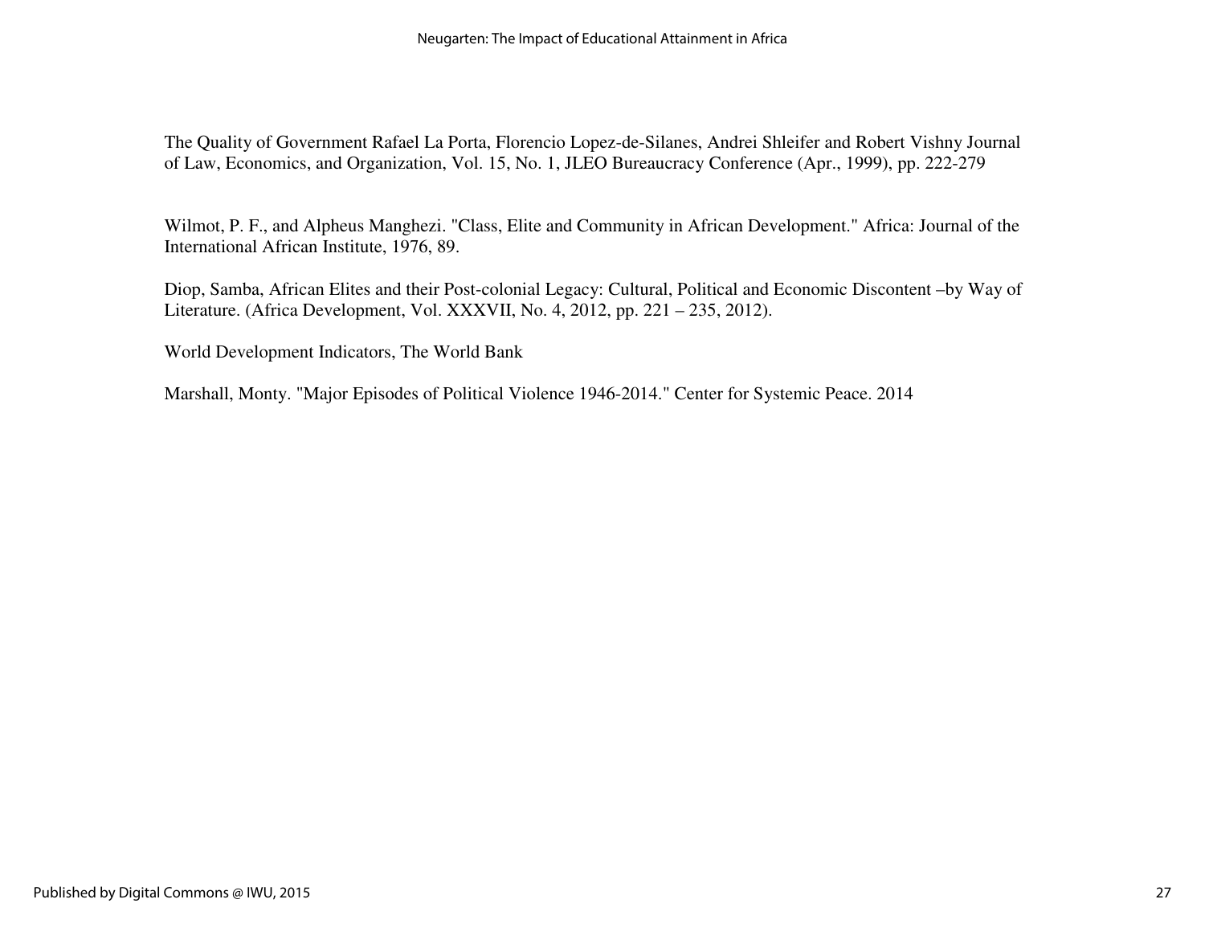The Quality of Government Rafael La Porta, Florencio Lopez-de-Silanes, Andrei Shleifer and Robert Vishny Journal of Law, Economics, and Organization, Vol. 15, No. 1, JLEO Bureaucracy Conference (Apr., 1999), pp. 222-279

Wilmot, P. F., and Alpheus Manghezi. "Class, Elite and Community in African Development." Africa: Journal of the International African Institute, 1976, 89.

Diop, Samba, African Elites and their Post-colonial Legacy: Cultural, Political and Economic Discontent –by Way of Literature. (Africa Development, Vol. XXXVII, No. 4, 2012, pp. 221 – 235, 2012).

World Development Indicators, The World Bank

Marshall, Monty. "Major Episodes of Political Violence 1946-2014." Center for Systemic Peace. 2014